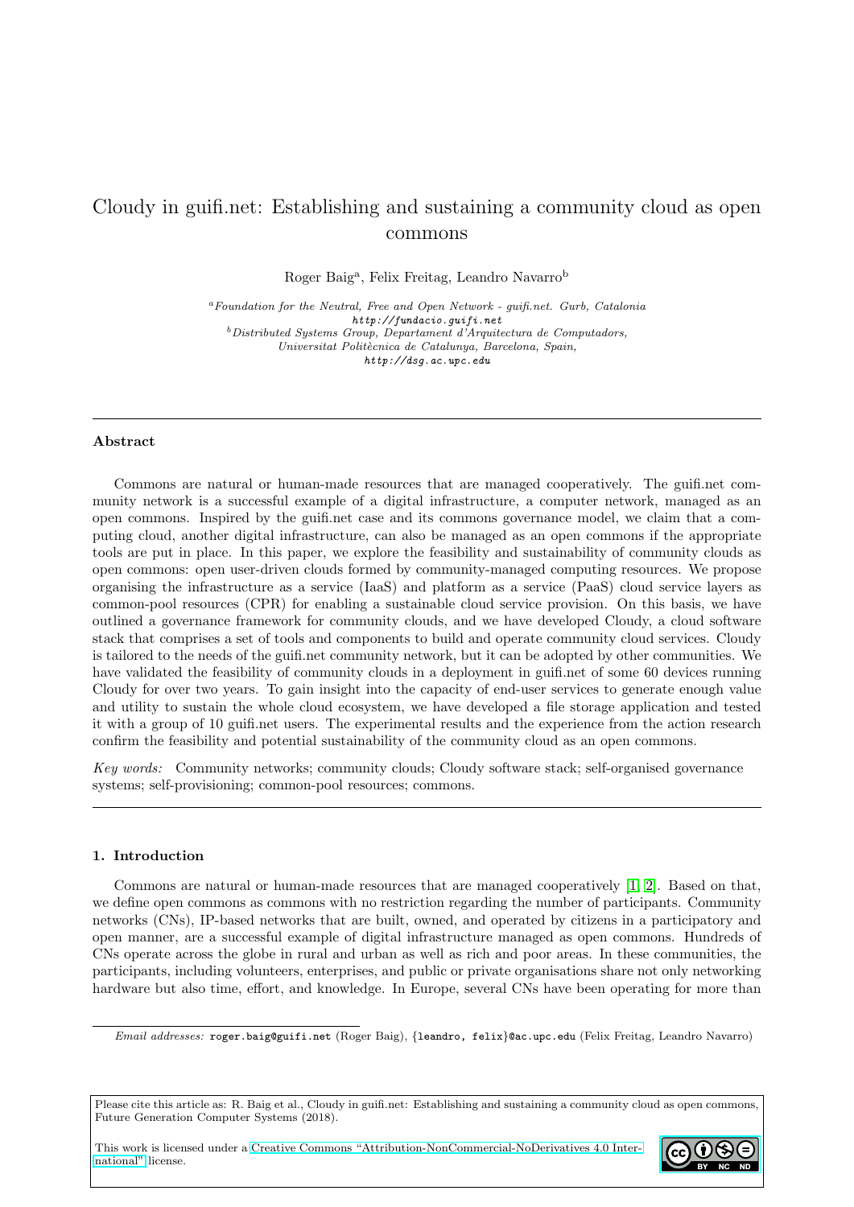# Cloudy in guifi.net: Establishing and sustaining a community cloud as open commons

Roger Baig[a], Felix Freitag, Leandro Navarro[b]

[a]*Foundation for the Neutral, Free and Open Network - guifi.net. Gurb, Catalonia*
*http://fundacio.guifi.net*
[b]*Distributed Systems Group, Departament d'Arquitectura de Computadors, Universitat Politècnica de Catalunya, Barcelona, Spain,*
*http://dsg.ac.upc.edu*

---

### Abstract

Commons are natural or human-made resources that are managed cooperatively. The guifi.net community network is a successful example of a digital infrastructure, a computer network, managed as an open commons. Inspired by the guifi.net case and its commons governance model, we claim that a computing cloud, another digital infrastructure, can also be managed as an open commons if the appropriate tools are put in place. In this paper, we explore the feasibility and sustainability of community clouds as open commons: open user-driven clouds formed by community-managed computing resources. We propose organising the infrastructure as a service (IaaS) and platform as a service (PaaS) cloud service layers as common-pool resources (CPR) for enabling a sustainable cloud service provision. On this basis, we have outlined a governance framework for community clouds, and we have developed Cloudy, a cloud software stack that comprises a set of tools and components to build and operate community cloud services. Cloudy is tailored to the needs of the guifi.net community network, but it can be adopted by other communities. We have validated the feasibility of community clouds in a deployment in guifi.net of some 60 devices running Cloudy for over two years. To gain insight into the capacity of end-user services to generate enough value and utility to sustain the whole cloud ecosystem, we have developed a file storage application and tested it with a group of 10 guifi.net users. The experimental results and the experience from the action research confirm the feasibility and potential sustainability of the community cloud as an open commons.

*Key words:* Community networks; community clouds; Cloudy software stack; self-organised governance systems; self-provisioning; common-pool resources; commons.

---

## 1. Introduction

Commons are natural or human-made resources that are managed cooperatively [1, 2]. Based on that, we define open commons as commons with no restriction regarding the number of participants. Community networks (CNs), IP-based networks that are built, owned, and operated by citizens in a participatory and open manner, are a successful example of digital infrastructure managed as open commons. Hundreds of CNs operate across the globe in rural and urban as well as rich and poor areas. In these communities, the participants, including volunteers, enterprises, and public or private organisations share not only networking hardware but also time, effort, and knowledge. In Europe, several CNs have been operating for more than

---

*Email addresses:* roger.baig@guifi.net (Roger Baig), {leandro, felix}@ac.upc.edu (Felix Freitag, Leandro Navarro)

Please cite this article as: R. Baig et al., Cloudy in guifi.net: Establishing and sustaining a community cloud as open commons, Future Generation Computer Systems (2018).

This work is licensed under a Creative Commons "Attribution-NonCommercial-NoDerivatives 4.0 International" license.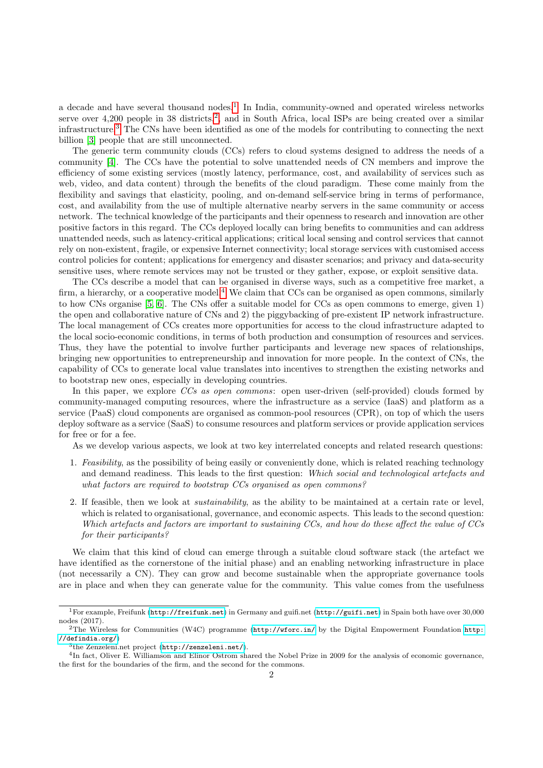a decade and have several thousand nodes.[1] In India, community-owned and operated wireless networks serve over 4,200 people in 38 districts,[2], and in South Africa, local ISPs are being created over a similar infrastructure.[3] The CNs have been identified as one of the models for contributing to connecting the next billion [3] people that are still unconnected.

The generic term community clouds (CCs) refers to cloud systems designed to address the needs of a community [4]. The CCs have the potential to solve unattended needs of CN members and improve the efficiency of some existing services (mostly latency, performance, cost, and availability of services such as web, video, and data content) through the benefits of the cloud paradigm. These come mainly from the flexibility and savings that elasticity, pooling, and on-demand self-service bring in terms of performance, cost, and availability from the use of multiple alternative nearby servers in the same community or access network. The technical knowledge of the participants and their openness to research and innovation are other positive factors in this regard. The CCs deployed locally can bring benefits to communities and can address unattended needs, such as latency-critical applications; critical local sensing and control services that cannot rely on non-existent, fragile, or expensive Internet connectivity; local storage services with customised access control policies for content; applications for emergency and disaster scenarios; and privacy and data-security sensitive uses, where remote services may not be trusted or they gather, expose, or exploit sensitive data.

The CCs describe a model that can be organised in diverse ways, such as a competitive free market, a firm, a hierarchy, or a cooperative model.[4] We claim that CCs can be organised as open commons, similarly to how CNs organise [5, 6]. The CNs offer a suitable model for CCs as open commons to emerge, given 1) the open and collaborative nature of CNs and 2) the piggybacking of pre-existent IP network infrastructure. The local management of CCs creates more opportunities for access to the cloud infrastructure adapted to the local socio-economic conditions, in terms of both production and consumption of resources and services. Thus, they have the potential to involve further participants and leverage new spaces of relationships, bringing new opportunities to entrepreneurship and innovation for more people. In the context of CNs, the capability of CCs to generate local value translates into incentives to strengthen the existing networks and to bootstrap new ones, especially in developing countries.

In this paper, we explore *CCs as open commons*: open user-driven (self-provided) clouds formed by community-managed computing resources, where the infrastructure as a service (IaaS) and platform as a service (PaaS) cloud components are organised as common-pool resources (CPR), on top of which the users deploy software as a service (SaaS) to consume resources and platform services or provide application services for free or for a fee.

As we develop various aspects, we look at two key interrelated concepts and related research questions:

1. *Feasibility*, as the possibility of being easily or conveniently done, which is related reaching technology and demand readiness. This leads to the first question: *Which social and technological artefacts and what factors are required to bootstrap CCs organised as open commons?*
2. If feasible, then we look at *sustainability*, as the ability to be maintained at a certain rate or level, which is related to organisational, governance, and economic aspects. This leads to the second question: *Which artefacts and factors are important to sustaining CCs, and how do these affect the value of CCs for their participants?*

We claim that this kind of cloud can emerge through a suitable cloud software stack (the artefact we have identified as the cornerstone of the initial phase) and an enabling networking infrastructure in place (not necessarily a CN). They can grow and become sustainable when the appropriate governance tools are in place and when they can generate value for the community. This value comes from the usefulness

---

[1] For example, Freifunk (http://freifunk.net) in Germany and guifi.net (http://guifi.net) in Spain both have over 30,000 nodes (2017).

[2] The Wireless for Communities (W4C) programme (http://wforc.in/) by the Digital Empowerment Foundation http://defindia.org/)

[3] the Zenzeleni.net project (http://zenzeleni.net/).

[4] In fact, Oliver E. Williamson and Elinor Ostrom shared the Nobel Prize in 2009 for the analysis of economic governance, the first for the boundaries of the firm, and the second for the commons.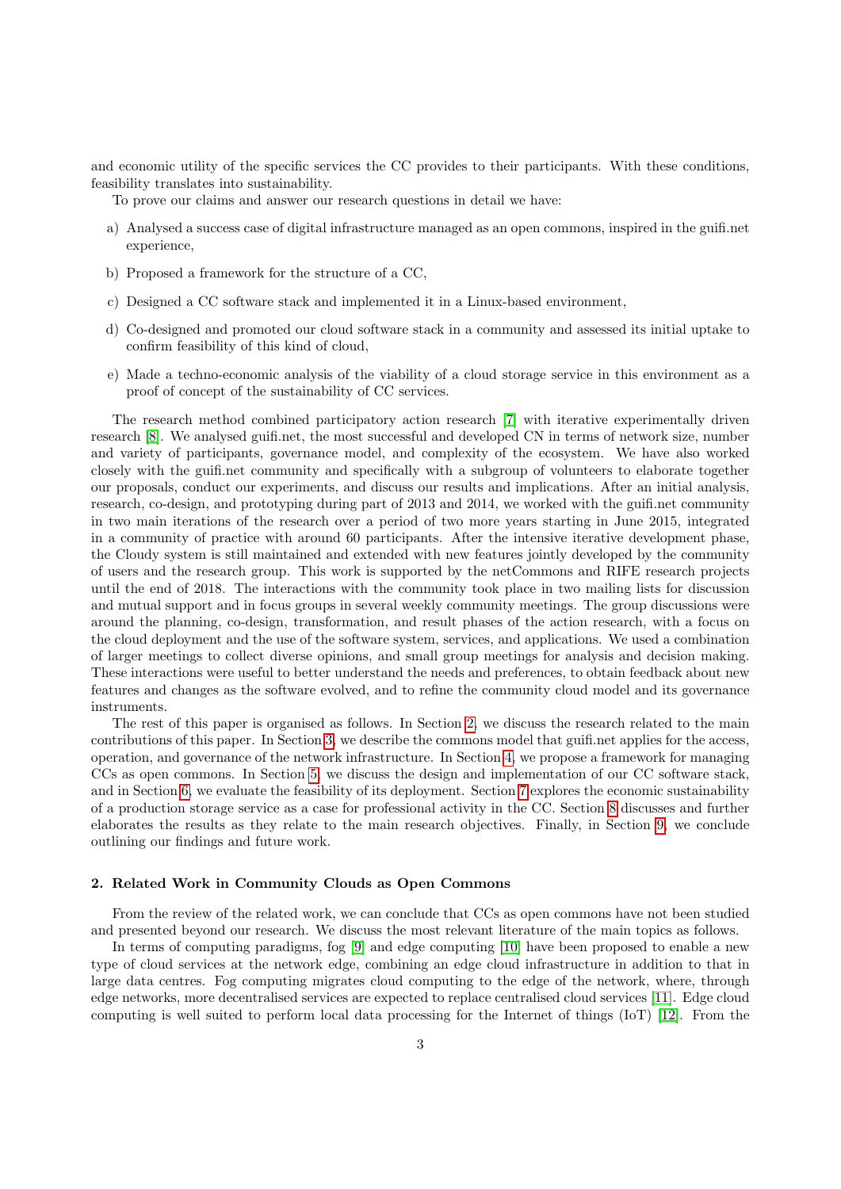and economic utility of the specific services the CC provides to their participants. With these conditions, feasibility translates into sustainability.

To prove our claims and answer our research questions in detail we have:

a) Analysed a success case of digital infrastructure managed as an open commons, inspired in the guifi.net experience,

b) Proposed a framework for the structure of a CC,

c) Designed a CC software stack and implemented it in a Linux-based environment,

d) Co-designed and promoted our cloud software stack in a community and assessed its initial uptake to confirm feasibility of this kind of cloud,

e) Made a techno-economic analysis of the viability of a cloud storage service in this environment as a proof of concept of the sustainability of CC services.

The research method combined participatory action research [7] with iterative experimentally driven research [8]. We analysed guifi.net, the most successful and developed CN in terms of network size, number and variety of participants, governance model, and complexity of the ecosystem. We have also worked closely with the guifi.net community and specifically with a subgroup of volunteers to elaborate together our proposals, conduct our experiments, and discuss our results and implications. After an initial analysis, research, co-design, and prototyping during part of 2013 and 2014, we worked with the guifi.net community in two main iterations of the research over a period of two more years starting in June 2015, integrated in a community of practice with around 60 participants. After the intensive iterative development phase, the Cloudy system is still maintained and extended with new features jointly developed by the community of users and the research group. This work is supported by the netCommons and RIFE research projects until the end of 2018. The interactions with the community took place in two mailing lists for discussion and mutual support and in focus groups in several weekly community meetings. The group discussions were around the planning, co-design, transformation, and result phases of the action research, with a focus on the cloud deployment and the use of the software system, services, and applications. We used a combination of larger meetings to collect diverse opinions, and small group meetings for analysis and decision making. These interactions were useful to better understand the needs and preferences, to obtain feedback about new features and changes as the software evolved, and to refine the community cloud model and its governance instruments.

The rest of this paper is organised as follows. In Section 2, we discuss the research related to the main contributions of this paper. In Section 3, we describe the commons model that guifi.net applies for the access, operation, and governance of the network infrastructure. In Section 4, we propose a framework for managing CCs as open commons. In Section 5, we discuss the design and implementation of our CC software stack, and in Section 6, we evaluate the feasibility of its deployment. Section 7 explores the economic sustainability of a production storage service as a case for professional activity in the CC. Section 8 discusses and further elaborates the results as they relate to the main research objectives. Finally, in Section 9, we conclude outlining our findings and future work.

## 2. Related Work in Community Clouds as Open Commons

From the review of the related work, we can conclude that CCs as open commons have not been studied and presented beyond our research. We discuss the most relevant literature of the main topics as follows.

In terms of computing paradigms, fog [9] and edge computing [10] have been proposed to enable a new type of cloud services at the network edge, combining an edge cloud infrastructure in addition to that in large data centres. Fog computing migrates cloud computing to the edge of the network, where, through edge networks, more decentralised services are expected to replace centralised cloud services [11]. Edge cloud computing is well suited to perform local data processing for the Internet of things (IoT) [12]. From the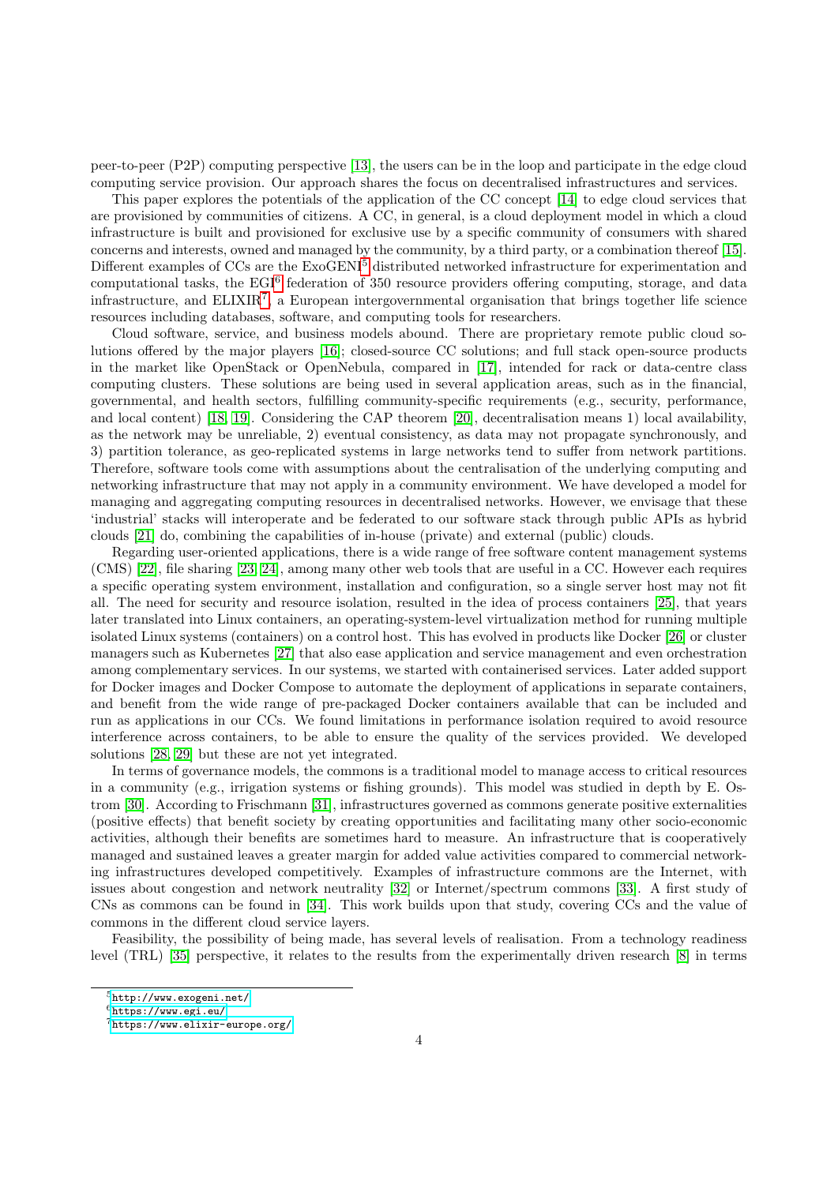peer-to-peer (P2P) computing perspective [13], the users can be in the loop and participate in the edge cloud computing service provision. Our approach shares the focus on decentralised infrastructures and services.

This paper explores the potentials of the application of the CC concept [14] to edge cloud services that are provisioned by communities of citizens. A CC, in general, is a cloud deployment model in which a cloud infrastructure is built and provisioned for exclusive use by a specific community of consumers with shared concerns and interests, owned and managed by the community, by a third party, or a combination thereof [15]. Different examples of CCs are the ExoGENI[5] distributed networked infrastructure for experimentation and computational tasks, the EGI[6] federation of 350 resource providers offering computing, storage, and data infrastructure, and ELIXIR[7], a European intergovernmental organisation that brings together life science resources including databases, software, and computing tools for researchers.

Cloud software, service, and business models abound. There are proprietary remote public cloud solutions offered by the major players [16]; closed-source CC solutions; and full stack open-source products in the market like OpenStack or OpenNebula, compared in [17], intended for rack or data-centre class computing clusters. These solutions are being used in several application areas, such as in the financial, governmental, and health sectors, fulfilling community-specific requirements (e.g., security, performance, and local content) [18, 19]. Considering the CAP theorem [20], decentralisation means 1) local availability, as the network may be unreliable, 2) eventual consistency, as data may not propagate synchronously, and 3) partition tolerance, as geo-replicated systems in large networks tend to suffer from network partitions. Therefore, software tools come with assumptions about the centralisation of the underlying computing and networking infrastructure that may not apply in a community environment. We have developed a model for managing and aggregating computing resources in decentralised networks. However, we envisage that these 'industrial' stacks will interoperate and be federated to our software stack through public APIs as hybrid clouds [21] do, combining the capabilities of in-house (private) and external (public) clouds.

Regarding user-oriented applications, there is a wide range of free software content management systems (CMS) [22], file sharing [23, 24], among many other web tools that are useful in a CC. However each requires a specific operating system environment, installation and configuration, so a single server host may not fit all. The need for security and resource isolation, resulted in the idea of process containers [25], that years later translated into Linux containers, an operating-system-level virtualization method for running multiple isolated Linux systems (containers) on a control host. This has evolved in products like Docker [26] or cluster managers such as Kubernetes [27] that also ease application and service management and even orchestration among complementary services. In our systems, we started with containerised services. Later added support for Docker images and Docker Compose to automate the deployment of applications in separate containers, and benefit from the wide range of pre-packaged Docker containers available that can be included and run as applications in our CCs. We found limitations in performance isolation required to avoid resource interference across containers, to be able to ensure the quality of the services provided. We developed solutions [28, 29] but these are not yet integrated.

In terms of governance models, the commons is a traditional model to manage access to critical resources in a community (e.g., irrigation systems or fishing grounds). This model was studied in depth by E. Ostrom [30]. According to Frischmann [31], infrastructures governed as commons generate positive externalities (positive effects) that benefit society by creating opportunities and facilitating many other socio-economic activities, although their benefits are sometimes hard to measure. An infrastructure that is cooperatively managed and sustained leaves a greater margin for added value activities compared to commercial networking infrastructures developed competitively. Examples of infrastructure commons are the Internet, with issues about congestion and network neutrality [32] or Internet/spectrum commons [33]. A first study of CNs as commons can be found in [34]. This work builds upon that study, covering CCs and the value of commons in the different cloud service layers.

Feasibility, the possibility of being made, has several levels of realisation. From a technology readiness level (TRL) [35] perspective, it relates to the results from the experimentally driven research [8] in terms

[5] http://www.exogeni.net/

[6] https://www.egi.eu/

[7] https://www.elixir-europe.org/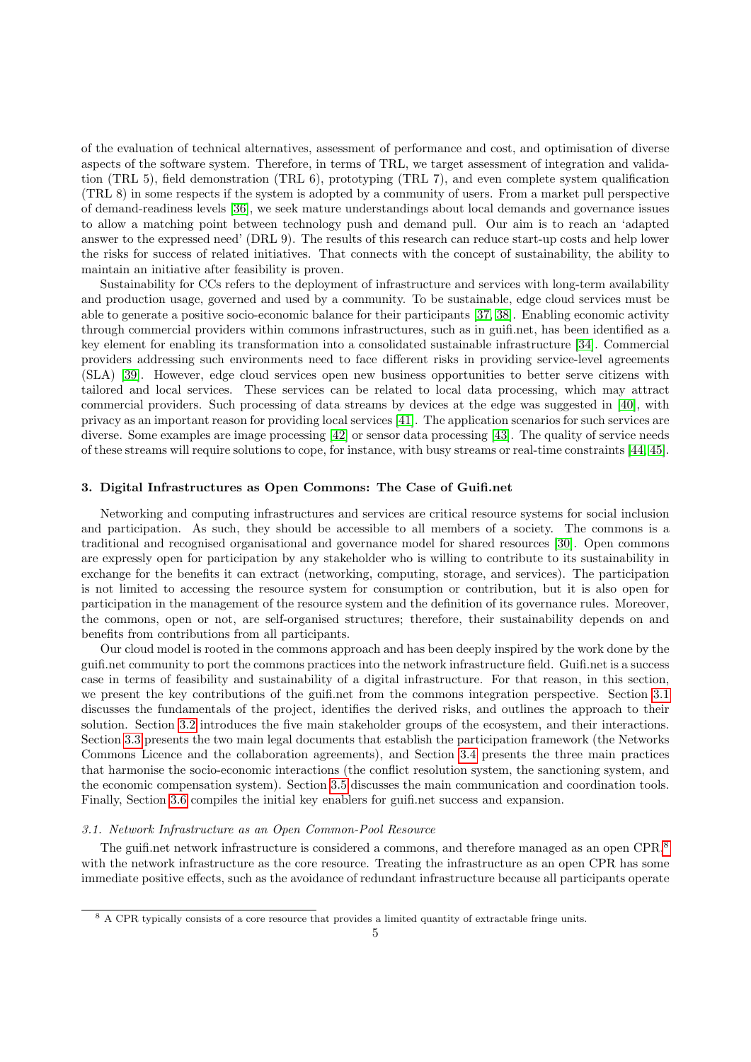of the evaluation of technical alternatives, assessment of performance and cost, and optimisation of diverse aspects of the software system. Therefore, in terms of TRL, we target assessment of integration and validation (TRL 5), field demonstration (TRL 6), prototyping (TRL 7), and even complete system qualification (TRL 8) in some respects if the system is adopted by a community of users. From a market pull perspective of demand-readiness levels [36], we seek mature understandings about local demands and governance issues to allow a matching point between technology push and demand pull. Our aim is to reach an 'adapted answer to the expressed need' (DRL 9). The results of this research can reduce start-up costs and help lower the risks for success of related initiatives. That connects with the concept of sustainability, the ability to maintain an initiative after feasibility is proven.

Sustainability for CCs refers to the deployment of infrastructure and services with long-term availability and production usage, governed and used by a community. To be sustainable, edge cloud services must be able to generate a positive socio-economic balance for their participants [37, 38]. Enabling economic activity through commercial providers within commons infrastructures, such as in guifi.net, has been identified as a key element for enabling its transformation into a consolidated sustainable infrastructure [34]. Commercial providers addressing such environments need to face different risks in providing service-level agreements (SLA) [39]. However, edge cloud services open new business opportunities to better serve citizens with tailored and local services. These services can be related to local data processing, which may attract commercial providers. Such processing of data streams by devices at the edge was suggested in [40], with privacy as an important reason for providing local services [41]. The application scenarios for such services are diverse. Some examples are image processing [42] or sensor data processing [43]. The quality of service needs of these streams will require solutions to cope, for instance, with busy streams or real-time constraints [44, 45].

### 3. Digital Infrastructures as Open Commons: The Case of Guifi.net

Networking and computing infrastructures and services are critical resource systems for social inclusion and participation. As such, they should be accessible to all members of a society. The commons is a traditional and recognised organisational and governance model for shared resources [30]. Open commons are expressly open for participation by any stakeholder who is willing to contribute to its sustainability in exchange for the benefits it can extract (networking, computing, storage, and services). The participation is not limited to accessing the resource system for consumption or contribution, but it is also open for participation in the management of the resource system and the definition of its governance rules. Moreover, the commons, open or not, are self-organised structures; therefore, their sustainability depends on and benefits from contributions from all participants.

Our cloud model is rooted in the commons approach and has been deeply inspired by the work done by the guifi.net community to port the commons practices into the network infrastructure field. Guifi.net is a success case in terms of feasibility and sustainability of a digital infrastructure. For that reason, in this section, we present the key contributions of the guifi.net from the commons integration perspective. Section 3.1 discusses the fundamentals of the project, identifies the derived risks, and outlines the approach to their solution. Section 3.2 introduces the five main stakeholder groups of the ecosystem, and their interactions. Section 3.3 presents the two main legal documents that establish the participation framework (the Networks Commons Licence and the collaboration agreements), and Section 3.4 presents the three main practices that harmonise the socio-economic interactions (the conflict resolution system, the sanctioning system, and the economic compensation system). Section 3.5 discusses the main communication and coordination tools. Finally, Section 3.6 compiles the initial key enablers for guifi.net success and expansion.

#### *3.1. Network Infrastructure as an Open Common-Pool Resource*

The guifi.net network infrastructure is considered a commons, and therefore managed as an open CPR,[8] with the network infrastructure as the core resource. Treating the infrastructure as an open CPR has some immediate positive effects, such as the avoidance of redundant infrastructure because all participants operate

[8] A CPR typically consists of a core resource that provides a limited quantity of extractable fringe units.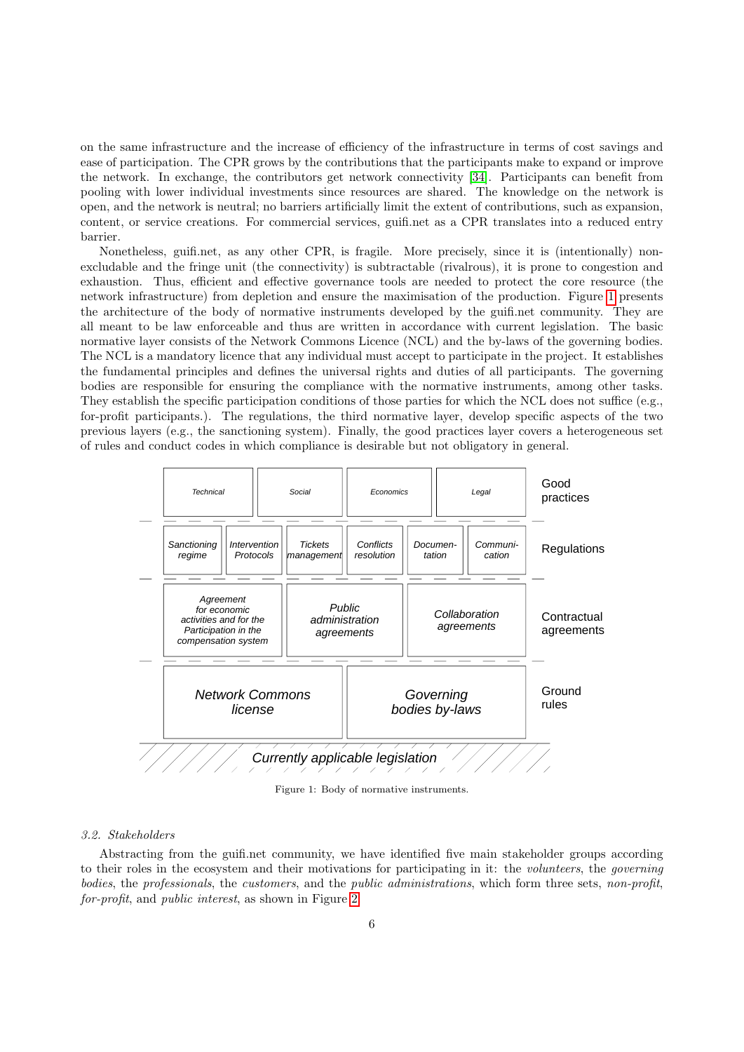on the same infrastructure and the increase of efficiency of the infrastructure in terms of cost savings and ease of participation. The CPR grows by the contributions that the participants make to expand or improve the network. In exchange, the contributors get network connectivity [34]. Participants can benefit from pooling with lower individual investments since resources are shared. The knowledge on the network is open, and the network is neutral; no barriers artificially limit the extent of contributions, such as expansion, content, or service creations. For commercial services, guifi.net as a CPR translates into a reduced entry barrier.

Nonetheless, guifi.net, as any other CPR, is fragile. More precisely, since it is (intentionally) non-excludable and the fringe unit (the connectivity) is subtractable (rivalrous), it is prone to congestion and exhaustion. Thus, efficient and effective governance tools are needed to protect the core resource (the network infrastructure) from depletion and ensure the maximisation of the production. Figure 1 presents the architecture of the body of normative instruments developed by the guifi.net community. They are all meant to be law enforceable and thus are written in accordance with current legislation. The basic normative layer consists of the Network Commons Licence (NCL) and the by-laws of the governing bodies. The NCL is a mandatory licence that any individual must accept to participate in the project. It establishes the fundamental principles and defines the universal rights and duties of all participants. The governing bodies are responsible for ensuring the compliance with the normative instruments, among other tasks. They establish the specific participation conditions of those parties for which the NCL does not suffice (e.g., for-profit participants.). The regulations, the third normative layer, develop specific aspects of the two previous layers (e.g., the sanctioning system). Finally, the good practices layer covers a heterogeneous set of rules and conduct codes in which compliance is desirable but not obligatory in general.

| | | | | | | |
|---|---|---|---|---|---|---|
| *Technical* | | *Social* | *Economics* | | *Legal* | Good practices |
| *Sanctioning regime* | *Intervention Protocols* | *Tickets management* | *Conflicts resolution* | *Documen-tation* | *Communi-cation* | Regulations |
| *Agreement for economic activities and for the Participation in the compensation system* | | *Public administration agreements* | *Collaboration agreements* | | | Contractual agreements |
| *Network Commons license* | | | *Governing bodies by-laws* | | | Ground rules |
| *Currently applicable legislation* | | | | | | |

Figure 1: Body of normative instruments.

### 3.2. Stakeholders

Abstracting from the guifi.net community, we have identified five main stakeholder groups according to their roles in the ecosystem and their motivations for participating in it: the *volunteers*, the *governing bodies*, the *professionals*, the *customers*, and the *public administrations*, which form three sets, *non-profit*, *for-profit*, and *public interest*, as shown in Figure 2.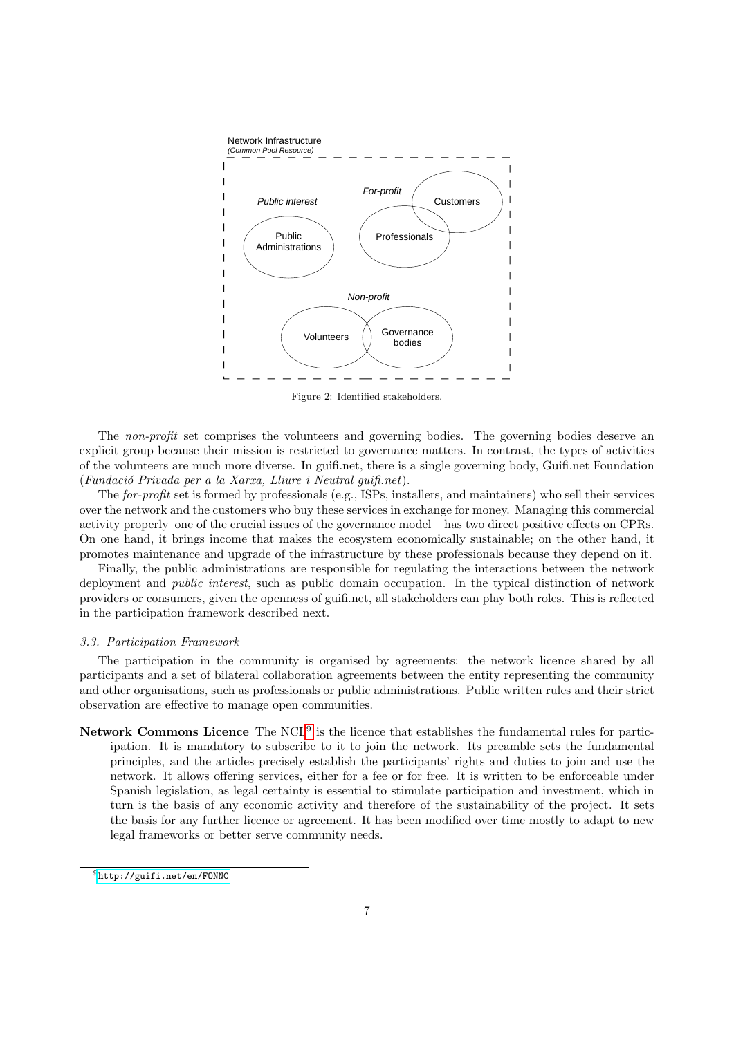Figure 2: Identified stakeholders.

The *non-profit* set comprises the volunteers and governing bodies. The governing bodies deserve an explicit group because their mission is restricted to governance matters. In contrast, the types of activities of the volunteers are much more diverse. In guifi.net, there is a single governing body, Guifi.net Foundation (*Fundació Privada per a la Xarxa, Lliure i Neutral guifi.net*).

The *for-profit* set is formed by professionals (e.g., ISPs, installers, and maintainers) who sell their services over the network and the customers who buy these services in exchange for money. Managing this commercial activity properly–one of the crucial issues of the governance model – has two direct positive effects on CPRs. On one hand, it brings income that makes the ecosystem economically sustainable; on the other hand, it promotes maintenance and upgrade of the infrastructure by these professionals because they depend on it.

Finally, the public administrations are responsible for regulating the interactions between the network deployment and *public interest*, such as public domain occupation. In the typical distinction of network providers or consumers, given the openness of guifi.net, all stakeholders can play both roles. This is reflected in the participation framework described next.

### *3.3. Participation Framework*

The participation in the community is organised by agreements: the network licence shared by all participants and a set of bilateral collaboration agreements between the entity representing the community and other organisations, such as professionals or public administrations. Public written rules and their strict observation are effective to manage open communities.

**Network Commons Licence** The NCL[9] is the licence that establishes the fundamental rules for participation. It is mandatory to subscribe to it to join the network. Its preamble sets the fundamental principles, and the articles precisely establish the participants' rights and duties to join and use the network. It allows offering services, either for a fee or for free. It is written to be enforceable under Spanish legislation, as legal certainty is essential to stimulate participation and investment, which in turn is the basis of any economic activity and therefore of the sustainability of the project. It sets the basis for any further licence or agreement. It has been modified over time mostly to adapt to new legal frameworks or better serve community needs.

[9] http://guifi.net/en/FONNC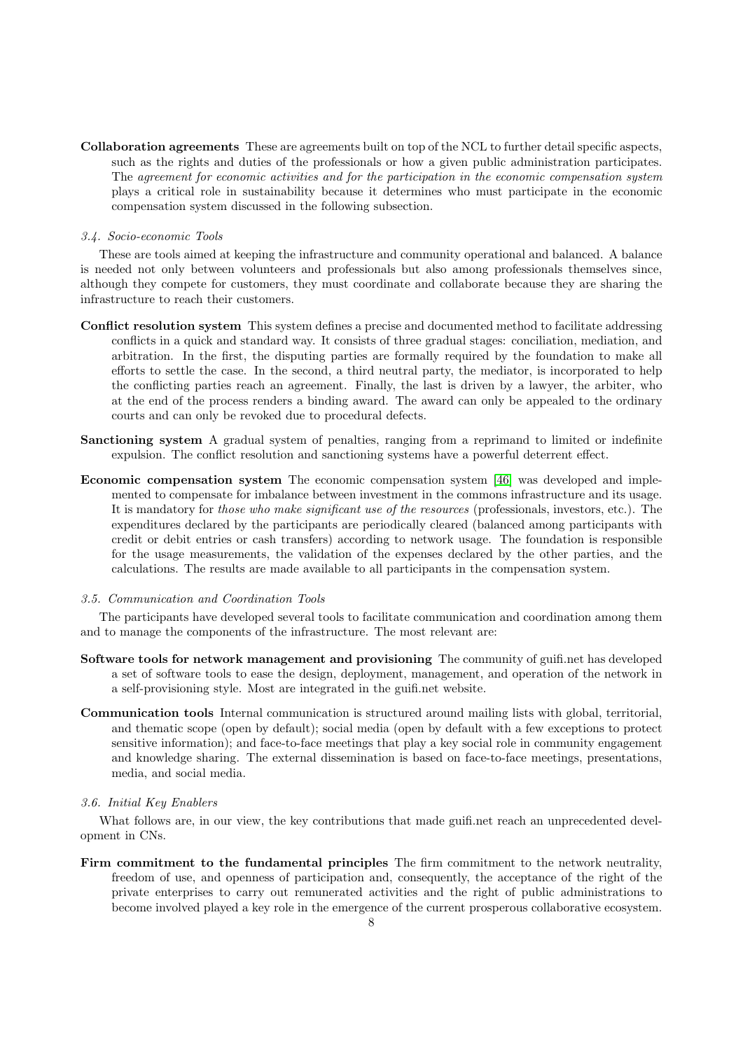**Collaboration agreements** These are agreements built on top of the NCL to further detail specific aspects, such as the rights and duties of the professionals or how a given public administration participates. The *agreement for economic activities and for the participation in the economic compensation system* plays a critical role in sustainability because it determines who must participate in the economic compensation system discussed in the following subsection.

### *3.4. Socio-economic Tools*

These are tools aimed at keeping the infrastructure and community operational and balanced. A balance is needed not only between volunteers and professionals but also among professionals themselves since, although they compete for customers, they must coordinate and collaborate because they are sharing the infrastructure to reach their customers.

**Conflict resolution system** This system defines a precise and documented method to facilitate addressing conflicts in a quick and standard way. It consists of three gradual stages: conciliation, mediation, and arbitration. In the first, the disputing parties are formally required by the foundation to make all efforts to settle the case. In the second, a third neutral party, the mediator, is incorporated to help the conflicting parties reach an agreement. Finally, the last is driven by a lawyer, the arbiter, who at the end of the process renders a binding award. The award can only be appealed to the ordinary courts and can only be revoked due to procedural defects.

**Sanctioning system** A gradual system of penalties, ranging from a reprimand to limited or indefinite expulsion. The conflict resolution and sanctioning systems have a powerful deterrent effect.

**Economic compensation system** The economic compensation system [46] was developed and implemented to compensate for imbalance between investment in the commons infrastructure and its usage. It is mandatory for *those who make significant use of the resources* (professionals, investors, etc.). The expenditures declared by the participants are periodically cleared (balanced among participants with credit or debit entries or cash transfers) according to network usage. The foundation is responsible for the usage measurements, the validation of the expenses declared by the other parties, and the calculations. The results are made available to all participants in the compensation system.

### *3.5. Communication and Coordination Tools*

The participants have developed several tools to facilitate communication and coordination among them and to manage the components of the infrastructure. The most relevant are:

**Software tools for network management and provisioning** The community of guifi.net has developed a set of software tools to ease the design, deployment, management, and operation of the network in a self-provisioning style. Most are integrated in the guifi.net website.

**Communication tools** Internal communication is structured around mailing lists with global, territorial, and thematic scope (open by default); social media (open by default with a few exceptions to protect sensitive information); and face-to-face meetings that play a key social role in community engagement and knowledge sharing. The external dissemination is based on face-to-face meetings, presentations, media, and social media.

### *3.6. Initial Key Enablers*

What follows are, in our view, the key contributions that made guifi.net reach an unprecedented development in CNs.

**Firm commitment to the fundamental principles** The firm commitment to the network neutrality, freedom of use, and openness of participation and, consequently, the acceptance of the right of the private enterprises to carry out remunerated activities and the right of public administrations to become involved played a key role in the emergence of the current prosperous collaborative ecosystem.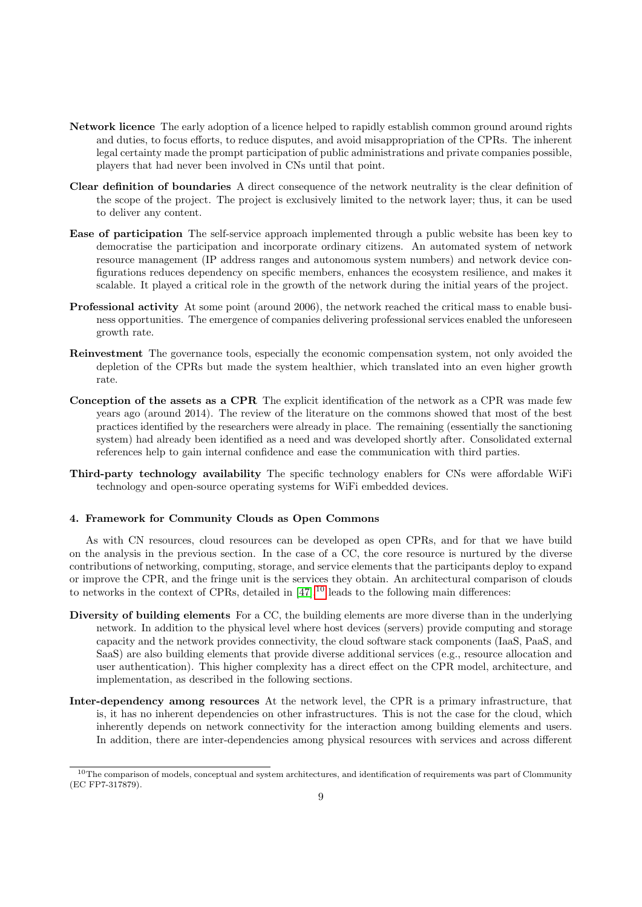**Network licence** The early adoption of a licence helped to rapidly establish common ground around rights and duties, to focus efforts, to reduce disputes, and avoid misappropriation of the CPRs. The inherent legal certainty made the prompt participation of public administrations and private companies possible, players that had never been involved in CNs until that point.

**Clear definition of boundaries** A direct consequence of the network neutrality is the clear definition of the scope of the project. The project is exclusively limited to the network layer; thus, it can be used to deliver any content.

**Ease of participation** The self-service approach implemented through a public website has been key to democratise the participation and incorporate ordinary citizens. An automated system of network resource management (IP address ranges and autonomous system numbers) and network device configurations reduces dependency on specific members, enhances the ecosystem resilience, and makes it scalable. It played a critical role in the growth of the network during the initial years of the project.

**Professional activity** At some point (around 2006), the network reached the critical mass to enable business opportunities. The emergence of companies delivering professional services enabled the unforeseen growth rate.

**Reinvestment** The governance tools, especially the economic compensation system, not only avoided the depletion of the CPRs but made the system healthier, which translated into an even higher growth rate.

**Conception of the assets as a CPR** The explicit identification of the network as a CPR was made few years ago (around 2014). The review of the literature on the commons showed that most of the best practices identified by the researchers were already in place. The remaining (essentially the sanctioning system) had already been identified as a need and was developed shortly after. Consolidated external references help to gain internal confidence and ease the communication with third parties.

**Third-party technology availability** The specific technology enablers for CNs were affordable WiFi technology and open-source operating systems for WiFi embedded devices.

#### 4. Framework for Community Clouds as Open Commons

As with CN resources, cloud resources can be developed as open CPRs, and for that we have build on the analysis in the previous section. In the case of a CC, the core resource is nurtured by the diverse contributions of networking, computing, storage, and service elements that the participants deploy to expand or improve the CPR, and the fringe unit is the services they obtain. An architectural comparison of clouds to networks in the context of CPRs, detailed in [47],[10] leads to the following main differences:

**Diversity of building elements** For a CC, the building elements are more diverse than in the underlying network. In addition to the physical level where host devices (servers) provide computing and storage capacity and the network provides connectivity, the cloud software stack components (IaaS, PaaS, and SaaS) are also building elements that provide diverse additional services (e.g., resource allocation and user authentication). This higher complexity has a direct effect on the CPR model, architecture, and implementation, as described in the following sections.

**Inter-dependency among resources** At the network level, the CPR is a primary infrastructure, that is, it has no inherent dependencies on other infrastructures. This is not the case for the cloud, which inherently depends on network connectivity for the interaction among building elements and users. In addition, there are inter-dependencies among physical resources with services and across different

[10] The comparison of models, conceptual and system architectures, and identification of requirements was part of Clommunity (EC FP7-317879).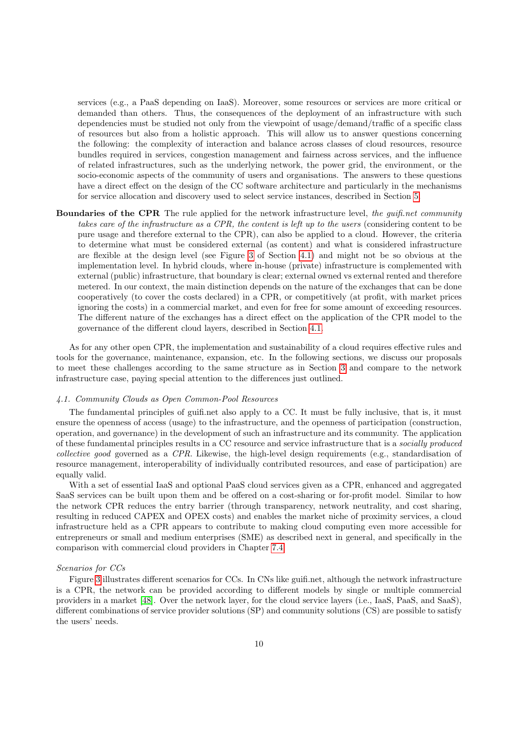services (e.g., a PaaS depending on IaaS). Moreover, some resources or services are more critical or demanded than others. Thus, the consequences of the deployment of an infrastructure with such dependencies must be studied not only from the viewpoint of usage/demand/traffic of a specific class of resources but also from a holistic approach. This will allow us to answer questions concerning the following: the complexity of interaction and balance across classes of cloud resources, resource bundles required in services, congestion management and fairness across services, and the influence of related infrastructures, such as the underlying network, the power grid, the environment, or the socio-economic aspects of the community of users and organisations. The answers to these questions have a direct effect on the design of the CC software architecture and particularly in the mechanisms for service allocation and discovery used to select service instances, described in Section 5.

**Boundaries of the CPR** The rule applied for the network infrastructure level, *the guifi.net community takes care of the infrastructure as a CPR, the content is left up to the users* (considering content to be pure usage and therefore external to the CPR), can also be applied to a cloud. However, the criteria to determine what must be considered external (as content) and what is considered infrastructure are flexible at the design level (see Figure 3 of Section 4.1) and might not be so obvious at the implementation level. In hybrid clouds, where in-house (private) infrastructure is complemented with external (public) infrastructure, that boundary is clear; external owned vs external rented and therefore metered. In our context, the main distinction depends on the nature of the exchanges that can be done cooperatively (to cover the costs declared) in a CPR, or competitively (at profit, with market prices ignoring the costs) in a commercial market, and even for free for some amount of exceeding resources. The different nature of the exchanges has a direct effect on the application of the CPR model to the governance of the different cloud layers, described in Section 4.1.

As for any other open CPR, the implementation and sustainability of a cloud requires effective rules and tools for the governance, maintenance, expansion, etc. In the following sections, we discuss our proposals to meet these challenges according to the same structure as in Section 3 and compare to the network infrastructure case, paying special attention to the differences just outlined.

### *4.1. Community Clouds as Open Common-Pool Resources*

The fundamental principles of guifi.net also apply to a CC. It must be fully inclusive, that is, it must ensure the openness of access (usage) to the infrastructure, and the openness of participation (construction, operation, and governance) in the development of such an infrastructure and its community. The application of these fundamental principles results in a CC resource and service infrastructure that is a *socially produced collective good* governed as a *CPR*. Likewise, the high-level design requirements (e.g., standardisation of resource management, interoperability of individually contributed resources, and ease of participation) are equally valid.

With a set of essential IaaS and optional PaaS cloud services given as a CPR, enhanced and aggregated SaaS services can be built upon them and be offered on a cost-sharing or for-profit model. Similar to how the network CPR reduces the entry barrier (through transparency, network neutrality, and cost sharing, resulting in reduced CAPEX and OPEX costs) and enables the market niche of proximity services, a cloud infrastructure held as a CPR appears to contribute to making cloud computing even more accessible for entrepreneurs or small and medium enterprises (SME) as described next in general, and specifically in the comparison with commercial cloud providers in Chapter 7.4.

#### *Scenarios for CCs*

Figure 3 illustrates different scenarios for CCs. In CNs like guifi.net, although the network infrastructure is a CPR, the network can be provided according to different models by single or multiple commercial providers in a market [48]. Over the network layer, for the cloud service layers (i.e., IaaS, PaaS, and SaaS), different combinations of service provider solutions (SP) and community solutions (CS) are possible to satisfy the users' needs.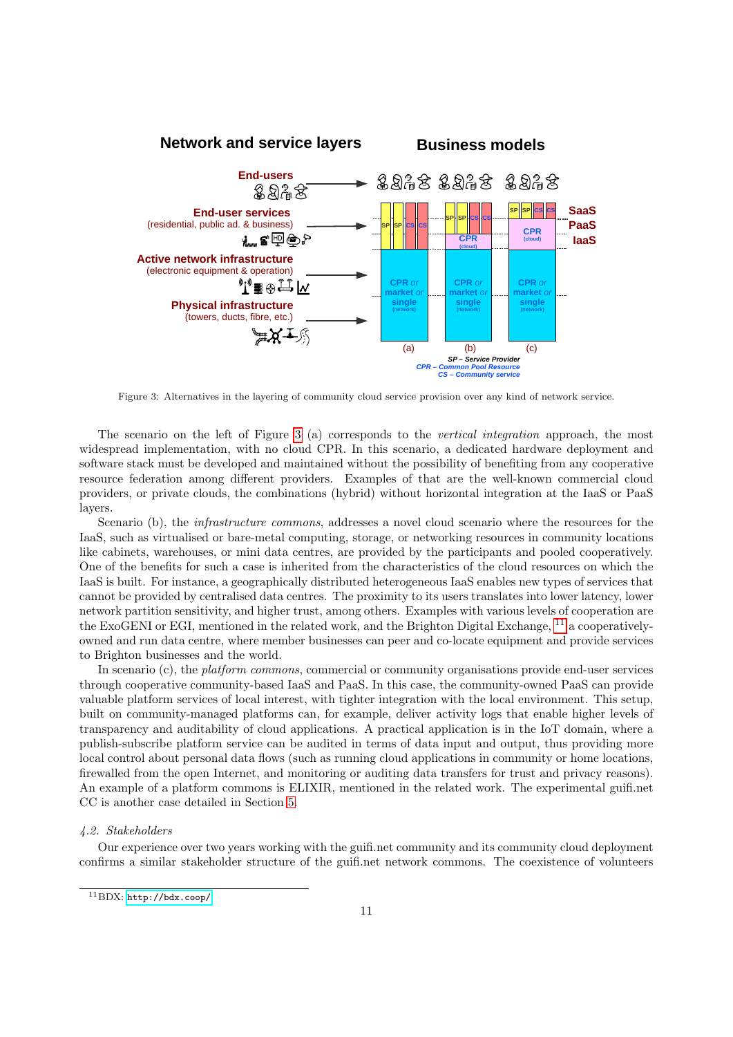Figure 3: Alternatives in the layering of community cloud service provision over any kind of network service.

The scenario on the left of Figure 3 (a) corresponds to the *vertical integration* approach, the most widespread implementation, with no cloud CPR. In this scenario, a dedicated hardware deployment and software stack must be developed and maintained without the possibility of benefiting from any cooperative resource federation among different providers. Examples of that are the well-known commercial cloud providers, or private clouds, the combinations (hybrid) without horizontal integration at the IaaS or PaaS layers.

Scenario (b), the *infrastructure commons*, addresses a novel cloud scenario where the resources for the IaaS, such as virtualised or bare-metal computing, storage, or networking resources in community locations like cabinets, warehouses, or mini data centres, are provided by the participants and pooled cooperatively. One of the benefits for such a case is inherited from the characteristics of the cloud resources on which the IaaS is built. For instance, a geographically distributed heterogeneous IaaS enables new types of services that cannot be provided by centralised data centres. The proximity to its users translates into lower latency, lower network partition sensitivity, and higher trust, among others. Examples with various levels of cooperation are the ExoGENI or EGI, mentioned in the related work, and the Brighton Digital Exchange, [11] a cooperatively-owned and run data centre, where member businesses can peer and co-locate equipment and provide services to Brighton businesses and the world.

In scenario (c), the *platform commons*, commercial or community organisations provide end-user services through cooperative community-based IaaS and PaaS. In this case, the community-owned PaaS can provide valuable platform services of local interest, with tighter integration with the local environment. This setup, built on community-managed platforms can, for example, deliver activity logs that enable higher levels of transparency and auditability of cloud applications. A practical application is in the IoT domain, where a publish-subscribe platform service can be audited in terms of data input and output, thus providing more local control about personal data flows (such as running cloud applications in community or home locations, firewalled from the open Internet, and monitoring or auditing data transfers for trust and privacy reasons). An example of a platform commons is ELIXIR, mentioned in the related work. The experimental guifi.net CC is another case detailed in Section 5.

### *4.2. Stakeholders*

Our experience over two years working with the guifi.net community and its community cloud deployment confirms a similar stakeholder structure of the guifi.net network commons. The coexistence of volunteers

[11] BDX: http://bdx.coop/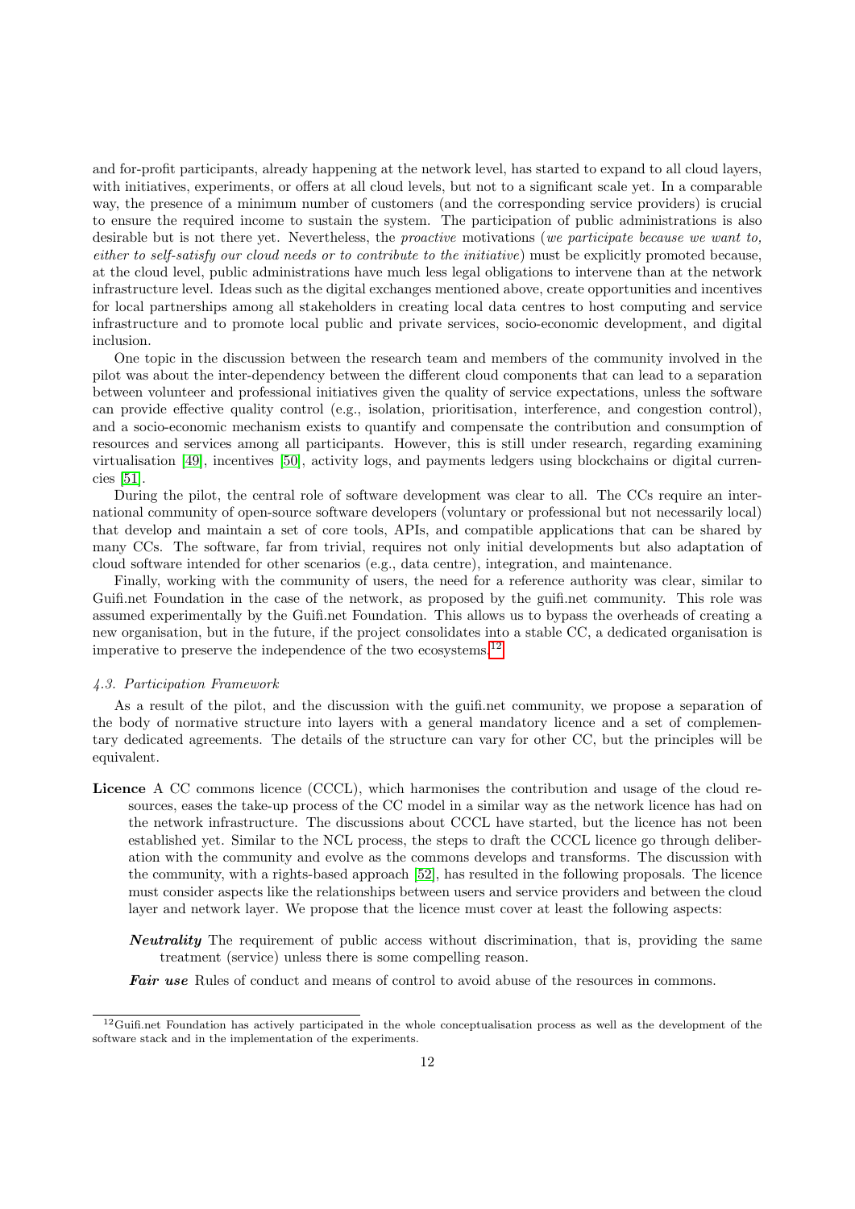and for-profit participants, already happening at the network level, has started to expand to all cloud layers, with initiatives, experiments, or offers at all cloud levels, but not to a significant scale yet. In a comparable way, the presence of a minimum number of customers (and the corresponding service providers) is crucial to ensure the required income to sustain the system. The participation of public administrations is also desirable but is not there yet. Nevertheless, the *proactive* motivations (*we participate because we want to, either to self-satisfy our cloud needs or to contribute to the initiative*) must be explicitly promoted because, at the cloud level, public administrations have much less legal obligations to intervene than at the network infrastructure level. Ideas such as the digital exchanges mentioned above, create opportunities and incentives for local partnerships among all stakeholders in creating local data centres to host computing and service infrastructure and to promote local public and private services, socio-economic development, and digital inclusion.

One topic in the discussion between the research team and members of the community involved in the pilot was about the inter-dependency between the different cloud components that can lead to a separation between volunteer and professional initiatives given the quality of service expectations, unless the software can provide effective quality control (e.g., isolation, prioritisation, interference, and congestion control), and a socio-economic mechanism exists to quantify and compensate the contribution and consumption of resources and services among all participants. However, this is still under research, regarding examining virtualisation [49], incentives [50], activity logs, and payments ledgers using blockchains or digital currencies [51].

During the pilot, the central role of software development was clear to all. The CCs require an international community of open-source software developers (voluntary or professional but not necessarily local) that develop and maintain a set of core tools, APIs, and compatible applications that can be shared by many CCs. The software, far from trivial, requires not only initial developments but also adaptation of cloud software intended for other scenarios (e.g., data centre), integration, and maintenance.

Finally, working with the community of users, the need for a reference authority was clear, similar to Guifi.net Foundation in the case of the network, as proposed by the guifi.net community. This role was assumed experimentally by the Guifi.net Foundation. This allows us to bypass the overheads of creating a new organisation, but in the future, if the project consolidates into a stable CC, a dedicated organisation is imperative to preserve the independence of the two ecosystems.[12]

### *4.3. Participation Framework*

As a result of the pilot, and the discussion with the guifi.net community, we propose a separation of the body of normative structure into layers with a general mandatory licence and a set of complementary dedicated agreements. The details of the structure can vary for other CC, but the principles will be equivalent.

**Licence** A CC commons licence (CCCL), which harmonises the contribution and usage of the cloud resources, eases the take-up process of the CC model in a similar way as the network licence has had on the network infrastructure. The discussions about CCCL have started, but the licence has not been established yet. Similar to the NCL process, the steps to draft the CCCL licence go through deliberation with the community and evolve as the commons develops and transforms. The discussion with the community, with a rights-based approach [52], has resulted in the following proposals. The licence must consider aspects like the relationships between users and service providers and between the cloud layer and network layer. We propose that the licence must cover at least the following aspects:

- ***Neutrality*** The requirement of public access without discrimination, that is, providing the same treatment (service) unless there is some compelling reason.
- ***Fair use*** Rules of conduct and means of control to avoid abuse of the resources in commons.

[12] Guifi.net Foundation has actively participated in the whole conceptualisation process as well as the development of the software stack and in the implementation of the experiments.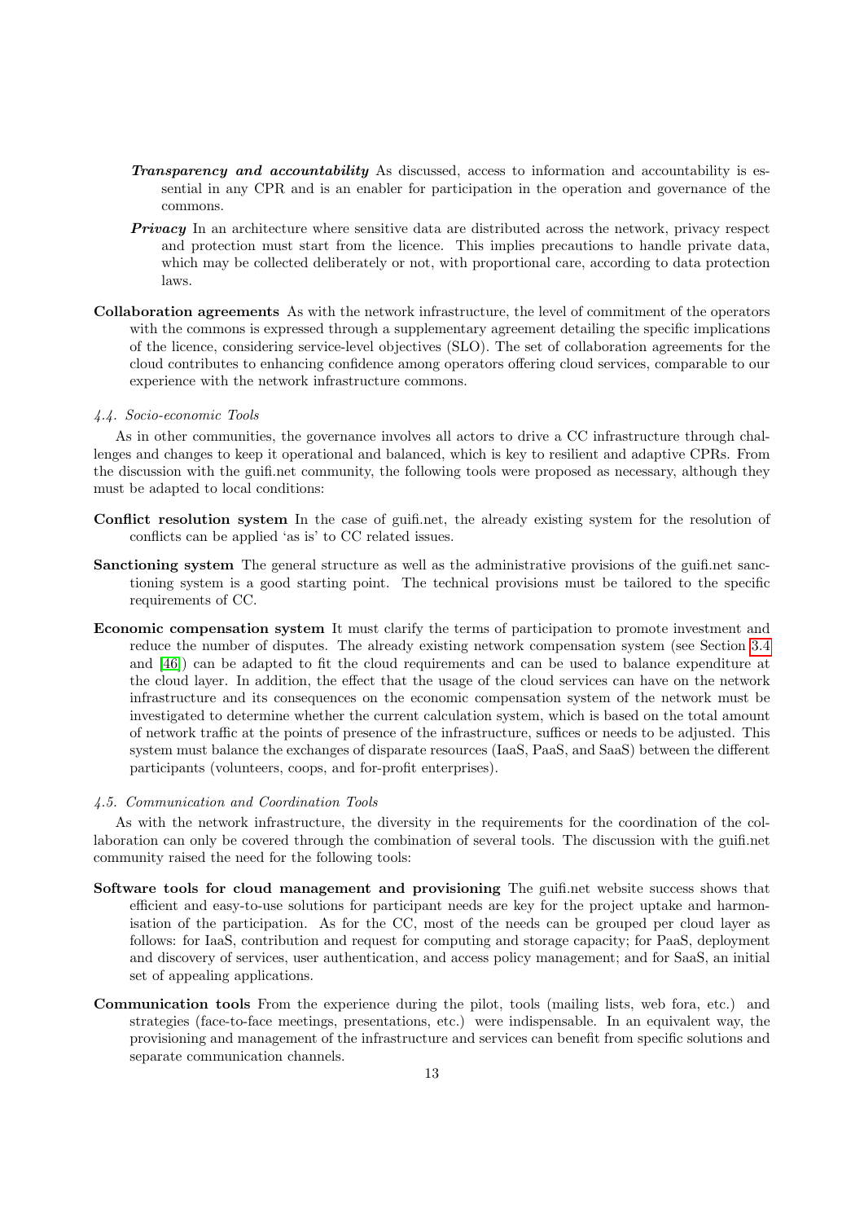- ***Transparency and accountability*** As discussed, access to information and accountability is essential in any CPR and is an enabler for participation in the operation and governance of the commons.
- ***Privacy*** In an architecture where sensitive data are distributed across the network, privacy respect and protection must start from the licence. This implies precautions to handle private data, which may be collected deliberately or not, with proportional care, according to data protection laws.

**Collaboration agreements** As with the network infrastructure, the level of commitment of the operators with the commons is expressed through a supplementary agreement detailing the specific implications of the licence, considering service-level objectives (SLO). The set of collaboration agreements for the cloud contributes to enhancing confidence among operators offering cloud services, comparable to our experience with the network infrastructure commons.

### *4.4. Socio-economic Tools*

As in other communities, the governance involves all actors to drive a CC infrastructure through challenges and changes to keep it operational and balanced, which is key to resilient and adaptive CPRs. From the discussion with the guifi.net community, the following tools were proposed as necessary, although they must be adapted to local conditions:

**Conflict resolution system** In the case of guifi.net, the already existing system for the resolution of conflicts can be applied 'as is' to CC related issues.

**Sanctioning system** The general structure as well as the administrative provisions of the guifi.net sanctioning system is a good starting point. The technical provisions must be tailored to the specific requirements of CC.

**Economic compensation system** It must clarify the terms of participation to promote investment and reduce the number of disputes. The already existing network compensation system (see Section 3.4 and [46]) can be adapted to fit the cloud requirements and can be used to balance expenditure at the cloud layer. In addition, the effect that the usage of the cloud services can have on the network infrastructure and its consequences on the economic compensation system of the network must be investigated to determine whether the current calculation system, which is based on the total amount of network traffic at the points of presence of the infrastructure, suffices or needs to be adjusted. This system must balance the exchanges of disparate resources (IaaS, PaaS, and SaaS) between the different participants (volunteers, coops, and for-profit enterprises).

### *4.5. Communication and Coordination Tools*

As with the network infrastructure, the diversity in the requirements for the coordination of the collaboration can only be covered through the combination of several tools. The discussion with the guifi.net community raised the need for the following tools:

**Software tools for cloud management and provisioning** The guifi.net website success shows that efficient and easy-to-use solutions for participant needs are key for the project uptake and harmonisation of the participation. As for the CC, most of the needs can be grouped per cloud layer as follows: for IaaS, contribution and request for computing and storage capacity; for PaaS, deployment and discovery of services, user authentication, and access policy management; and for SaaS, an initial set of appealing applications.

**Communication tools** From the experience during the pilot, tools (mailing lists, web fora, etc.) and strategies (face-to-face meetings, presentations, etc.) were indispensable. In an equivalent way, the provisioning and management of the infrastructure and services can benefit from specific solutions and separate communication channels.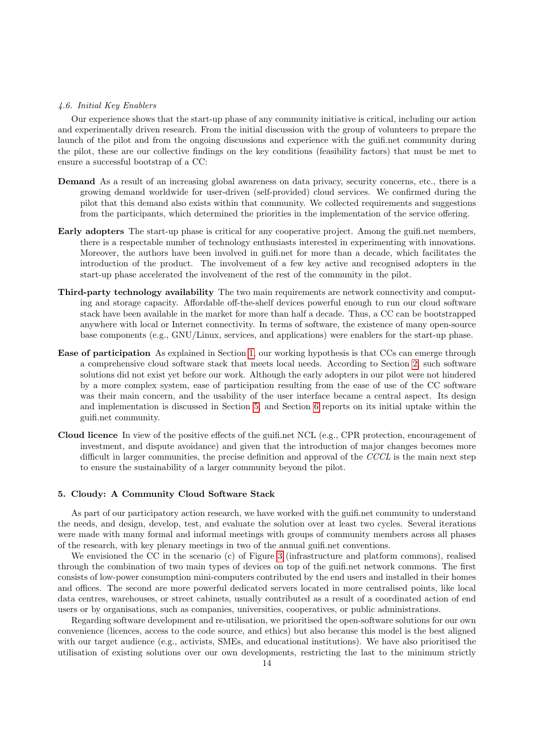### 4.6. Initial Key Enablers

Our experience shows that the start-up phase of any community initiative is critical, including our action and experimentally driven research. From the initial discussion with the group of volunteers to prepare the launch of the pilot and from the ongoing discussions and experience with the guifi.net community during the pilot, these are our collective findings on the key conditions (feasibility factors) that must be met to ensure a successful bootstrap of a CC:

**Demand** As a result of an increasing global awareness on data privacy, security concerns, etc., there is a growing demand worldwide for user-driven (self-provided) cloud services. We confirmed during the pilot that this demand also exists within that community. We collected requirements and suggestions from the participants, which determined the priorities in the implementation of the service offering.

**Early adopters** The start-up phase is critical for any cooperative project. Among the guifi.net members, there is a respectable number of technology enthusiasts interested in experimenting with innovations. Moreover, the authors have been involved in guifi.net for more than a decade, which facilitates the introduction of the product. The involvement of a few key active and recognised adopters in the start-up phase accelerated the involvement of the rest of the community in the pilot.

**Third-party technology availability** The two main requirements are network connectivity and computing and storage capacity. Affordable off-the-shelf devices powerful enough to run our cloud software stack have been available in the market for more than half a decade. Thus, a CC can be bootstrapped anywhere with local or Internet connectivity. In terms of software, the existence of many open-source base components (e.g., GNU/Linux, services, and applications) were enablers for the start-up phase.

**Ease of participation** As explained in Section 1, our working hypothesis is that CCs can emerge through a comprehensive cloud software stack that meets local needs. According to Section 2, such software solutions did not exist yet before our work. Although the early adopters in our pilot were not hindered by a more complex system, ease of participation resulting from the ease of use of the CC software was their main concern, and the usability of the user interface became a central aspect. Its design and implementation is discussed in Section 5, and Section 6 reports on its initial uptake within the guifi.net community.

**Cloud licence** In view of the positive effects of the guifi.net NCL (e.g., CPR protection, encouragement of investment, and dispute avoidance) and given that the introduction of major changes becomes more difficult in larger communities, the precise definition and approval of the *CCCL* is the main next step to ensure the sustainability of a larger community beyond the pilot.

## 5. Cloudy: A Community Cloud Software Stack

As part of our participatory action research, we have worked with the guifi.net community to understand the needs, and design, develop, test, and evaluate the solution over at least two cycles. Several iterations were made with many formal and informal meetings with groups of community members across all phases of the research, with key plenary meetings in two of the annual guifi.net conventions.

We envisioned the CC in the scenario (c) of Figure 3 (infrastructure and platform commons), realised through the combination of two main types of devices on top of the guifi.net network commons. The first consists of low-power consumption mini-computers contributed by the end users and installed in their homes and offices. The second are more powerful dedicated servers located in more centralised points, like local data centres, warehouses, or street cabinets, usually contributed as a result of a coordinated action of end users or by organisations, such as companies, universities, cooperatives, or public administrations.

Regarding software development and re-utilisation, we prioritised the open-software solutions for our own convenience (licences, access to the code source, and ethics) but also because this model is the best aligned with our target audience (e.g., activists, SMEs, and educational institutions). We have also prioritised the utilisation of existing solutions over our own developments, restricting the last to the minimum strictly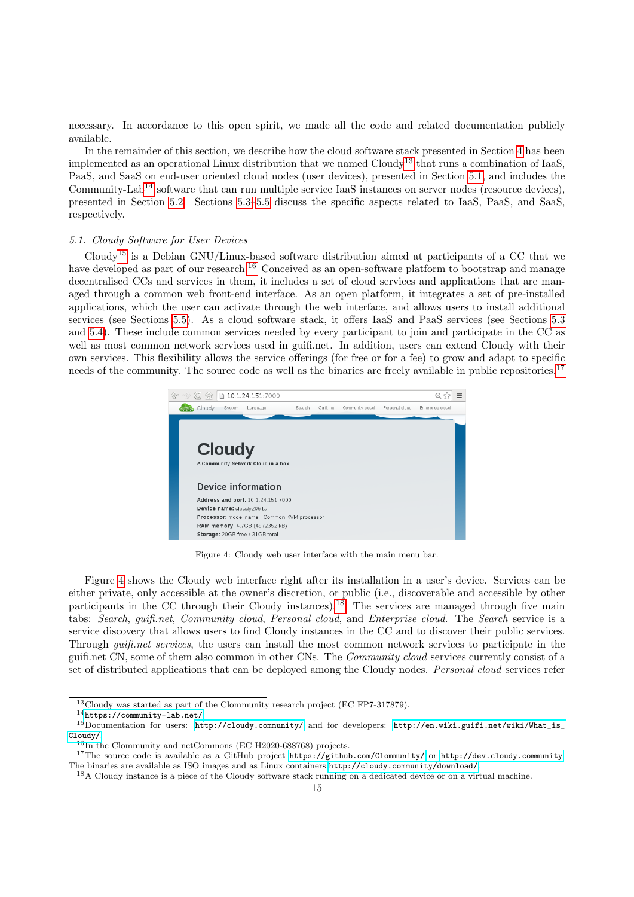necessary. In accordance to this open spirit, we made all the code and related documentation publicly available.

In the remainder of this section, we describe how the cloud software stack presented in Section 4 has been implemented as an operational Linux distribution that we named Cloudy[13] that runs a combination of IaaS, PaaS, and SaaS on end-user oriented cloud nodes (user devices), presented in Section 5.1, and includes the Community-Lab[14] software that can run multiple service IaaS instances on server nodes (resource devices), presented in Section 5.2. Sections 5.3–5.5 discuss the specific aspects related to IaaS, PaaS, and SaaS, respectively.

### 5.1. Cloudy Software for User Devices

Cloudy[15] is a Debian GNU/Linux-based software distribution aimed at participants of a CC that we have developed as part of our research.[16] Conceived as an open-software platform to bootstrap and manage decentralised CCs and services in them, it includes a set of cloud services and applications that are managed through a common web front-end interface. As an open platform, it integrates a set of pre-installed applications, which the user can activate through the web interface, and allows users to install additional services (see Sections 5.5). As a cloud software stack, it offers IaaS and PaaS services (see Sections 5.3 and 5.4). These include common services needed by every participant to join and participate in the CC as well as most common network services used in guifi.net. In addition, users can extend Cloudy with their own services. This flexibility allows the service offerings (for free or for a fee) to grow and adapt to specific needs of the community. The source code as well as the binaries are freely available in public repositories.[17]

Figure 4: Cloudy web user interface with the main menu bar.

Figure 4 shows the Cloudy web interface right after its installation in a user's device. Services can be either private, only accessible at the owner's discretion, or public (i.e., discoverable and accessible by other participants in the CC through their Cloudy instances).[18] The services are managed through five main tabs: *Search*, *guifi.net*, *Community cloud*, *Personal cloud*, and *Enterprise cloud*. The *Search* service is a service discovery that allows users to find Cloudy instances in the CC and to discover their public services. Through *guifi.net services*, the users can install the most common network services to participate in the guifi.net CN, some of them also common in other CNs. The *Community cloud* services currently consist of a set of distributed applications that can be deployed among the Cloudy nodes. *Personal cloud* services refer

[13] Cloudy was started as part of the Clommunity research project (EC FP7-317879).

[14] https://community-lab.net/

[15] Documentation for users: http://cloudy.community/ and for developers: http://en.wiki.guifi.net/wiki/What_is_Cloudy/

[16] In the Clommunity and netCommons (EC H2020-688768) projects.

[17] The source code is available as a GitHub project https://github.com/Clommunity/ or http://dev.cloudy.community The binaries are available as ISO images and as Linux containers http://cloudy.community/download/

[18] A Cloudy instance is a piece of the Cloudy software stack running on a dedicated device or on a virtual machine.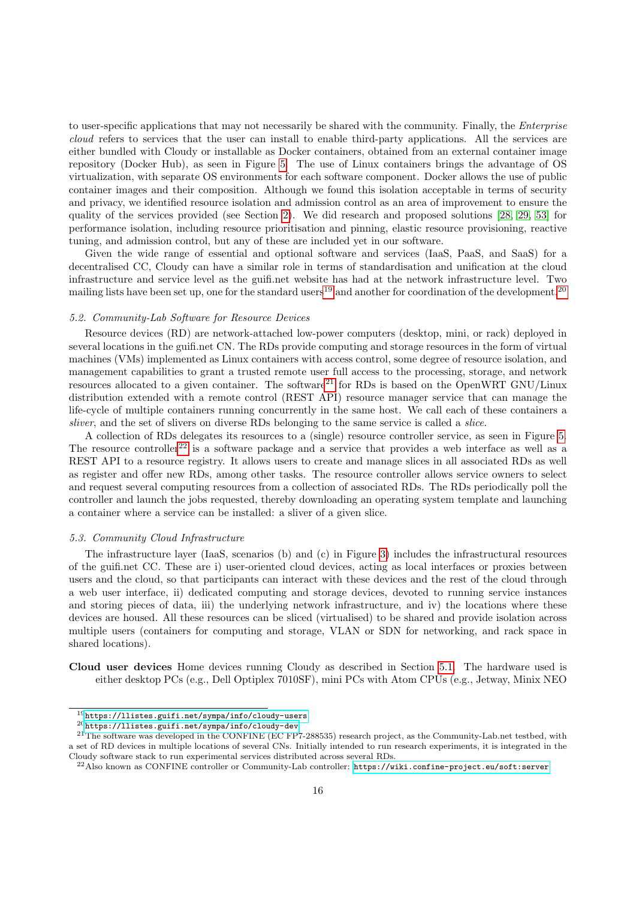to user-specific applications that may not necessarily be shared with the community. Finally, the *Enterprise cloud* refers to services that the user can install to enable third-party applications. All the services are either bundled with Cloudy or installable as Docker containers, obtained from an external container image repository (Docker Hub), as seen in Figure 5. The use of Linux containers brings the advantage of OS virtualization, with separate OS environments for each software component. Docker allows the use of public container images and their composition. Although we found this isolation acceptable in terms of security and privacy, we identified resource isolation and admission control as an area of improvement to ensure the quality of the services provided (see Section 2). We did research and proposed solutions [28, 29, 53] for performance isolation, including resource prioritisation and pinning, elastic resource provisioning, reactive tuning, and admission control, but any of these are included yet in our software.

Given the wide range of essential and optional software and services (IaaS, PaaS, and SaaS) for a decentralised CC, Cloudy can have a similar role in terms of standardisation and unification at the cloud infrastructure and service level as the guifi.net website has had at the network infrastructure level. Two mailing lists have been set up, one for the standard users[19] and another for coordination of the development.[20]

### 5.2. Community-Lab Software for Resource Devices

Resource devices (RD) are network-attached low-power computers (desktop, mini, or rack) deployed in several locations in the guifi.net CN. The RDs provide computing and storage resources in the form of virtual machines (VMs) implemented as Linux containers with access control, some degree of resource isolation, and management capabilities to grant a trusted remote user full access to the processing, storage, and network resources allocated to a given container. The software[21] for RDs is based on the OpenWRT GNU/Linux distribution extended with a remote control (REST API) resource manager service that can manage the life-cycle of multiple containers running concurrently in the same host. We call each of these containers a *sliver*, and the set of slivers on diverse RDs belonging to the same service is called a *slice*.

A collection of RDs delegates its resources to a (single) resource controller service, as seen in Figure 5. The resource controller[22] is a software package and a service that provides a web interface as well as a REST API to a resource registry. It allows users to create and manage slices in all associated RDs as well as register and offer new RDs, among other tasks. The resource controller allows service owners to select and request several computing resources from a collection of associated RDs. The RDs periodically poll the controller and launch the jobs requested, thereby downloading an operating system template and launching a container where a service can be installed: a sliver of a given slice.

### 5.3. Community Cloud Infrastructure

The infrastructure layer (IaaS, scenarios (b) and (c) in Figure 3) includes the infrastructural resources of the guifi.net CC. These are i) user-oriented cloud devices, acting as local interfaces or proxies between users and the cloud, so that participants can interact with these devices and the rest of the cloud through a web user interface, ii) dedicated computing and storage devices, devoted to running service instances and storing pieces of data, iii) the underlying network infrastructure, and iv) the locations where these devices are housed. All these resources can be sliced (virtualised) to be shared and provide isolation across multiple users (containers for computing and storage, VLAN or SDN for networking, and rack space in shared locations).

**Cloud user devices** Home devices running Cloudy as described in Section 5.1. The hardware used is either desktop PCs (e.g., Dell Optiplex 7010SF), mini PCs with Atom CPUs (e.g., Jetway, Minix NEO

[19] https://llistes.guifi.net/sympa/info/cloudy-users

[20] https://llistes.guifi.net/sympa/info/cloudy-dev

[21] The software was developed in the CONFINE (EC FP7-288535) research project, as the Community-Lab.net testbed, with a set of RD devices in multiple locations of several CNs. Initially intended to run research experiments, it is integrated in the Cloudy software stack to run experimental services distributed across several RDs.

[22] Also known as CONFINE controller or Community-Lab controller: https://wiki.confine-project.eu/soft:server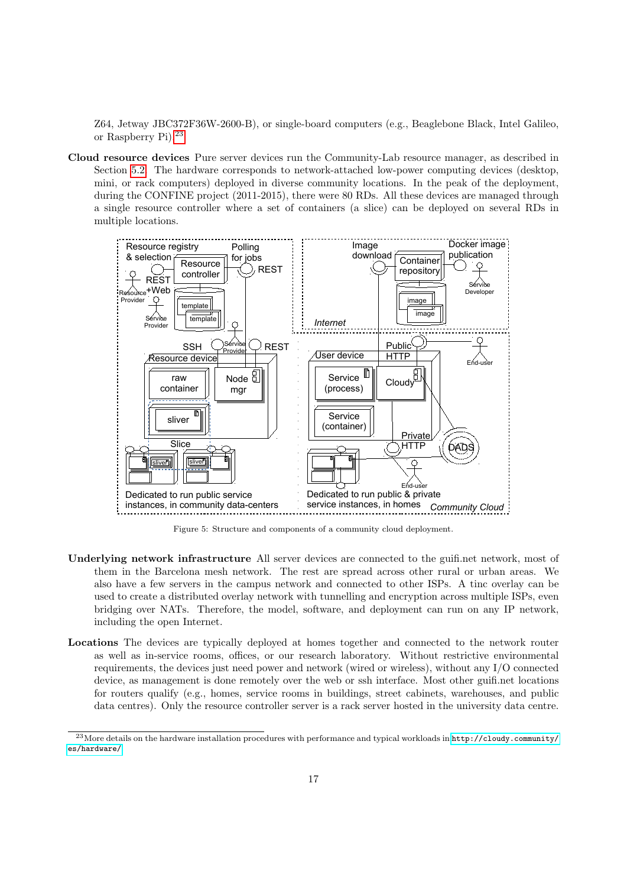Z64, Jetway JBC372F36W-2600-B), or single-board computers (e.g., Beaglebone Black, Intel Galileo, or Raspberry Pi).[23]

**Cloud resource devices** Pure server devices run the Community-Lab resource manager, as described in Section 5.2. The hardware corresponds to network-attached low-power computing devices (desktop, mini, or rack computers) deployed in diverse community locations. In the peak of the deployment, during the CONFINE project (2011-2015), there were 80 RDs. All these devices are managed through a single resource controller where a set of containers (a slice) can be deployed on several RDs in multiple locations.

Figure 5: Structure and components of a community cloud deployment.

**Underlying network infrastructure** All server devices are connected to the guifi.net network, most of them in the Barcelona mesh network. The rest are spread across other rural or urban areas. We also have a few servers in the campus network and connected to other ISPs. A tinc overlay can be used to create a distributed overlay network with tunnelling and encryption across multiple ISPs, even bridging over NATs. Therefore, the model, software, and deployment can run on any IP network, including the open Internet.

**Locations** The devices are typically deployed at homes together and connected to the network router as well as in-service rooms, offices, or our research laboratory. Without restrictive environmental requirements, the devices just need power and network (wired or wireless), without any I/O connected device, as management is done remotely over the web or ssh interface. Most other guifi.net locations for routers qualify (e.g., homes, service rooms in buildings, street cabinets, warehouses, and public data centres). Only the resource controller server is a rack server hosted in the university data centre.

[23] More details on the hardware installation procedures with performance and typical workloads in http://cloudy.community/es/hardware/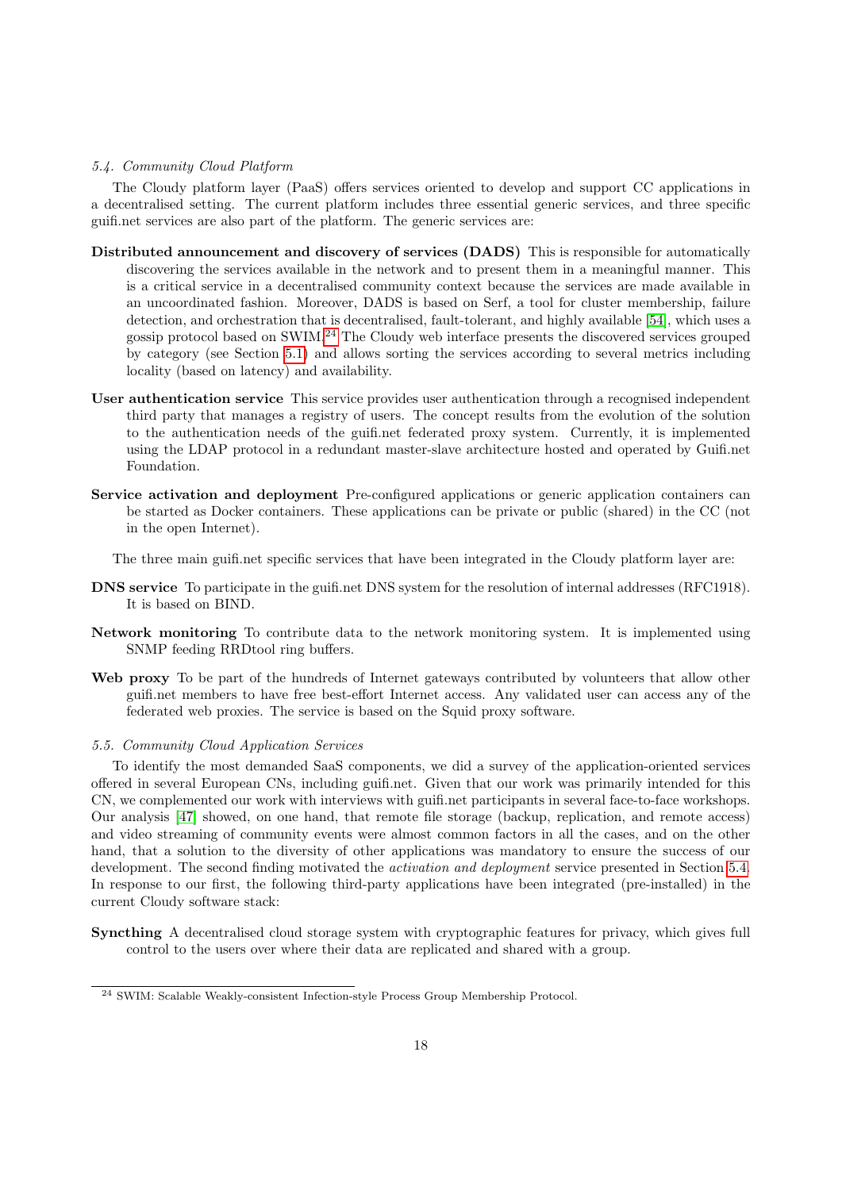### *5.4. Community Cloud Platform*

The Cloudy platform layer (PaaS) offers services oriented to develop and support CC applications in a decentralised setting. The current platform includes three essential generic services, and three specific guifi.net services are also part of the platform. The generic services are:

**Distributed announcement and discovery of services (DADS)** This is responsible for automatically discovering the services available in the network and to present them in a meaningful manner. This is a critical service in a decentralised community context because the services are made available in an uncoordinated fashion. Moreover, DADS is based on Serf, a tool for cluster membership, failure detection, and orchestration that is decentralised, fault-tolerant, and highly available [54], which uses a gossip protocol based on SWIM.[24] The Cloudy web interface presents the discovered services grouped by category (see Section 5.1) and allows sorting the services according to several metrics including locality (based on latency) and availability.

**User authentication service** This service provides user authentication through a recognised independent third party that manages a registry of users. The concept results from the evolution of the solution to the authentication needs of the guifi.net federated proxy system. Currently, it is implemented using the LDAP protocol in a redundant master-slave architecture hosted and operated by Guifi.net Foundation.

**Service activation and deployment** Pre-configured applications or generic application containers can be started as Docker containers. These applications can be private or public (shared) in the CC (not in the open Internet).

The three main guifi.net specific services that have been integrated in the Cloudy platform layer are:

**DNS service** To participate in the guifi.net DNS system for the resolution of internal addresses (RFC1918). It is based on BIND.

**Network monitoring** To contribute data to the network monitoring system. It is implemented using SNMP feeding RRDtool ring buffers.

**Web proxy** To be part of the hundreds of Internet gateways contributed by volunteers that allow other guifi.net members to have free best-effort Internet access. Any validated user can access any of the federated web proxies. The service is based on the Squid proxy software.

### *5.5. Community Cloud Application Services*

To identify the most demanded SaaS components, we did a survey of the application-oriented services offered in several European CNs, including guifi.net. Given that our work was primarily intended for this CN, we complemented our work with interviews with guifi.net participants in several face-to-face workshops. Our analysis [47] showed, on one hand, that remote file storage (backup, replication, and remote access) and video streaming of community events were almost common factors in all the cases, and on the other hand, that a solution to the diversity of other applications was mandatory to ensure the success of our development. The second finding motivated the *activation and deployment* service presented in Section 5.4. In response to our first, the following third-party applications have been integrated (pre-installed) in the current Cloudy software stack:

**Syncthing** A decentralised cloud storage system with cryptographic features for privacy, which gives full control to the users over where their data are replicated and shared with a group.

[24] SWIM: Scalable Weakly-consistent Infection-style Process Group Membership Protocol.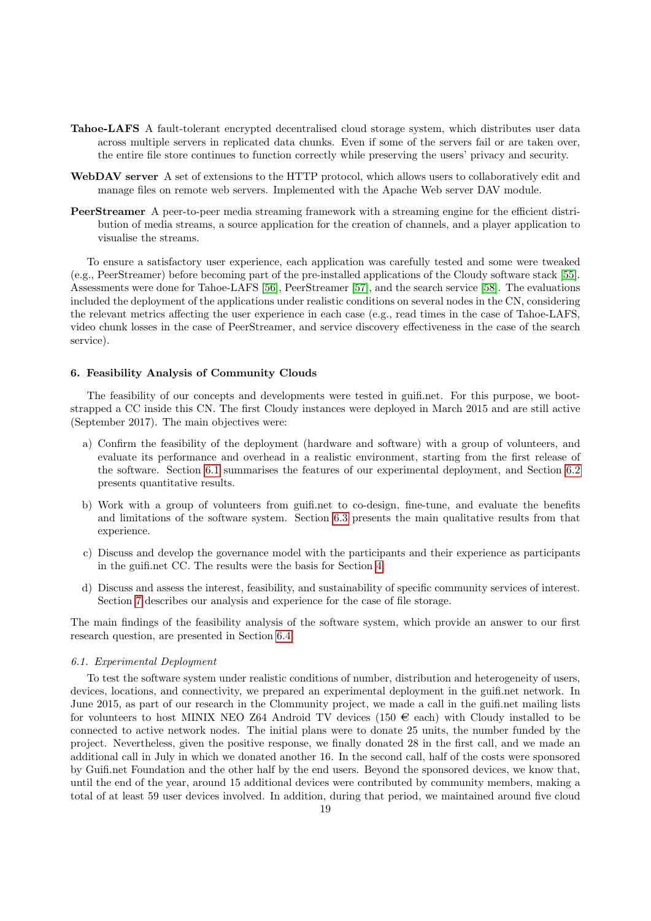**Tahoe-LAFS** A fault-tolerant encrypted decentralised cloud storage system, which distributes user data across multiple servers in replicated data chunks. Even if some of the servers fail or are taken over, the entire file store continues to function correctly while preserving the users' privacy and security.

**WebDAV server** A set of extensions to the HTTP protocol, which allows users to collaboratively edit and manage files on remote web servers. Implemented with the Apache Web server DAV module.

**PeerStreamer** A peer-to-peer media streaming framework with a streaming engine for the efficient distribution of media streams, a source application for the creation of channels, and a player application to visualise the streams.

To ensure a satisfactory user experience, each application was carefully tested and some were tweaked (e.g., PeerStreamer) before becoming part of the pre-installed applications of the Cloudy software stack [55]. Assessments were done for Tahoe-LAFS [56], PeerStreamer [57], and the search service [58]. The evaluations included the deployment of the applications under realistic conditions on several nodes in the CN, considering the relevant metrics affecting the user experience in each case (e.g., read times in the case of Tahoe-LAFS, video chunk losses in the case of PeerStreamer, and service discovery effectiveness in the case of the search service).

## 6. Feasibility Analysis of Community Clouds

The feasibility of our concepts and developments were tested in guifi.net. For this purpose, we bootstrapped a CC inside this CN. The first Cloudy instances were deployed in March 2015 and are still active (September 2017). The main objectives were:

a) Confirm the feasibility of the deployment (hardware and software) with a group of volunteers, and evaluate its performance and overhead in a realistic environment, starting from the first release of the software. Section 6.1 summarises the features of our experimental deployment, and Section 6.2 presents quantitative results.

b) Work with a group of volunteers from guifi.net to co-design, fine-tune, and evaluate the benefits and limitations of the software system. Section 6.3 presents the main qualitative results from that experience.

c) Discuss and develop the governance model with the participants and their experience as participants in the guifi.net CC. The results were the basis for Section 4.

d) Discuss and assess the interest, feasibility, and sustainability of specific community services of interest. Section 7 describes our analysis and experience for the case of file storage.

The main findings of the feasibility analysis of the software system, which provide an answer to our first research question, are presented in Section 6.4.

### *6.1. Experimental Deployment*

To test the software system under realistic conditions of number, distribution and heterogeneity of users, devices, locations, and connectivity, we prepared an experimental deployment in the guifi.net network. In June 2015, as part of our research in the Clommunity project, we made a call in the guifi.net mailing lists for volunteers to host MINIX NEO Z64 Android TV devices (150 € each) with Cloudy installed to be connected to active network nodes. The initial plans were to donate 25 units, the number funded by the project. Nevertheless, given the positive response, we finally donated 28 in the first call, and we made an additional call in July in which we donated another 16. In the second call, half of the costs were sponsored by Guifi.net Foundation and the other half by the end users. Beyond the sponsored devices, we know that, until the end of the year, around 15 additional devices were contributed by community members, making a total of at least 59 user devices involved. In addition, during that period, we maintained around five cloud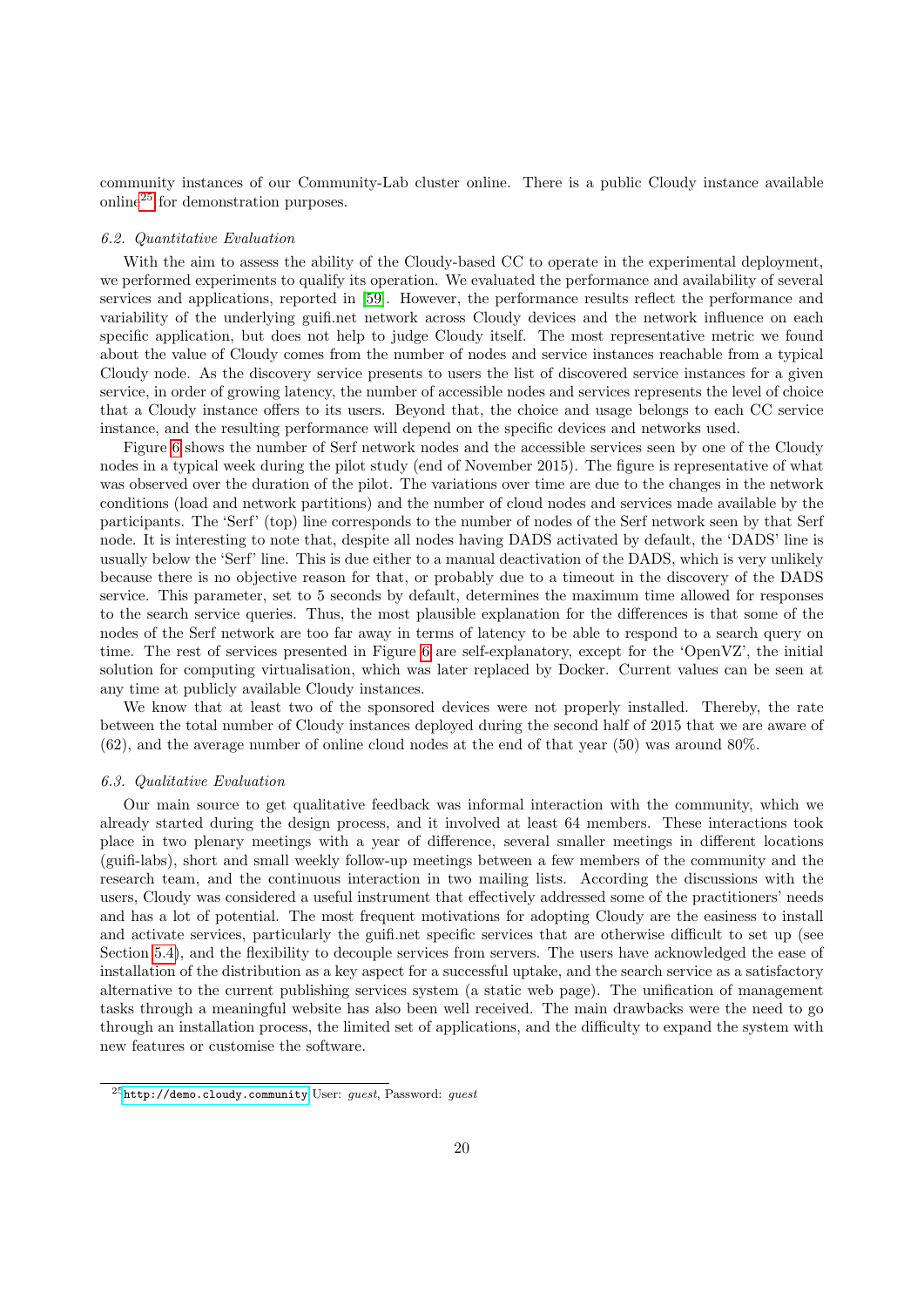community instances of our Community-Lab cluster online. There is a public Cloudy instance available online[25] for demonstration purposes.

### 6.2. Quantitative Evaluation

With the aim to assess the ability of the Cloudy-based CC to operate in the experimental deployment, we performed experiments to qualify its operation. We evaluated the performance and availability of several services and applications, reported in [59]. However, the performance results reflect the performance and variability of the underlying guifi.net network across Cloudy devices and the network influence on each specific application, but does not help to judge Cloudy itself. The most representative metric we found about the value of Cloudy comes from the number of nodes and service instances reachable from a typical Cloudy node. As the discovery service presents to users the list of discovered service instances for a given service, in order of growing latency, the number of accessible nodes and services represents the level of choice that a Cloudy instance offers to its users. Beyond that, the choice and usage belongs to each CC service instance, and the resulting performance will depend on the specific devices and networks used.

Figure 6 shows the number of Serf network nodes and the accessible services seen by one of the Cloudy nodes in a typical week during the pilot study (end of November 2015). The figure is representative of what was observed over the duration of the pilot. The variations over time are due to the changes in the network conditions (load and network partitions) and the number of cloud nodes and services made available by the participants. The 'Serf' (top) line corresponds to the number of nodes of the Serf network seen by that Serf node. It is interesting to note that, despite all nodes having DADS activated by default, the 'DADS' line is usually below the 'Serf' line. This is due either to a manual deactivation of the DADS, which is very unlikely because there is no objective reason for that, or probably due to a timeout in the discovery of the DADS service. This parameter, set to 5 seconds by default, determines the maximum time allowed for responses to the search service queries. Thus, the most plausible explanation for the differences is that some of the nodes of the Serf network are too far away in terms of latency to be able to respond to a search query on time. The rest of services presented in Figure 6 are self-explanatory, except for the 'OpenVZ', the initial solution for computing virtualisation, which was later replaced by Docker. Current values can be seen at any time at publicly available Cloudy instances.

We know that at least two of the sponsored devices were not properly installed. Thereby, the rate between the total number of Cloudy instances deployed during the second half of 2015 that we are aware of (62), and the average number of online cloud nodes at the end of that year (50) was around 80%.

### 6.3. Qualitative Evaluation

Our main source to get qualitative feedback was informal interaction with the community, which we already started during the design process, and it involved at least 64 members. These interactions took place in two plenary meetings with a year of difference, several smaller meetings in different locations (guifi-labs), short and small weekly follow-up meetings between a few members of the community and the research team, and the continuous interaction in two mailing lists. According the discussions with the users, Cloudy was considered a useful instrument that effectively addressed some of the practitioners' needs and has a lot of potential. The most frequent motivations for adopting Cloudy are the easiness to install and activate services, particularly the guifi.net specific services that are otherwise difficult to set up (see Section 5.4), and the flexibility to decouple services from servers. The users have acknowledged the ease of installation of the distribution as a key aspect for a successful uptake, and the search service as a satisfactory alternative to the current publishing services system (a static web page). The unification of management tasks through a meaningful website has also been well received. The main drawbacks were the need to go through an installation process, the limited set of applications, and the difficulty to expand the system with new features or customise the software.

---

[25] `http://demo.cloudy.community` User: *guest*, Password: *guest*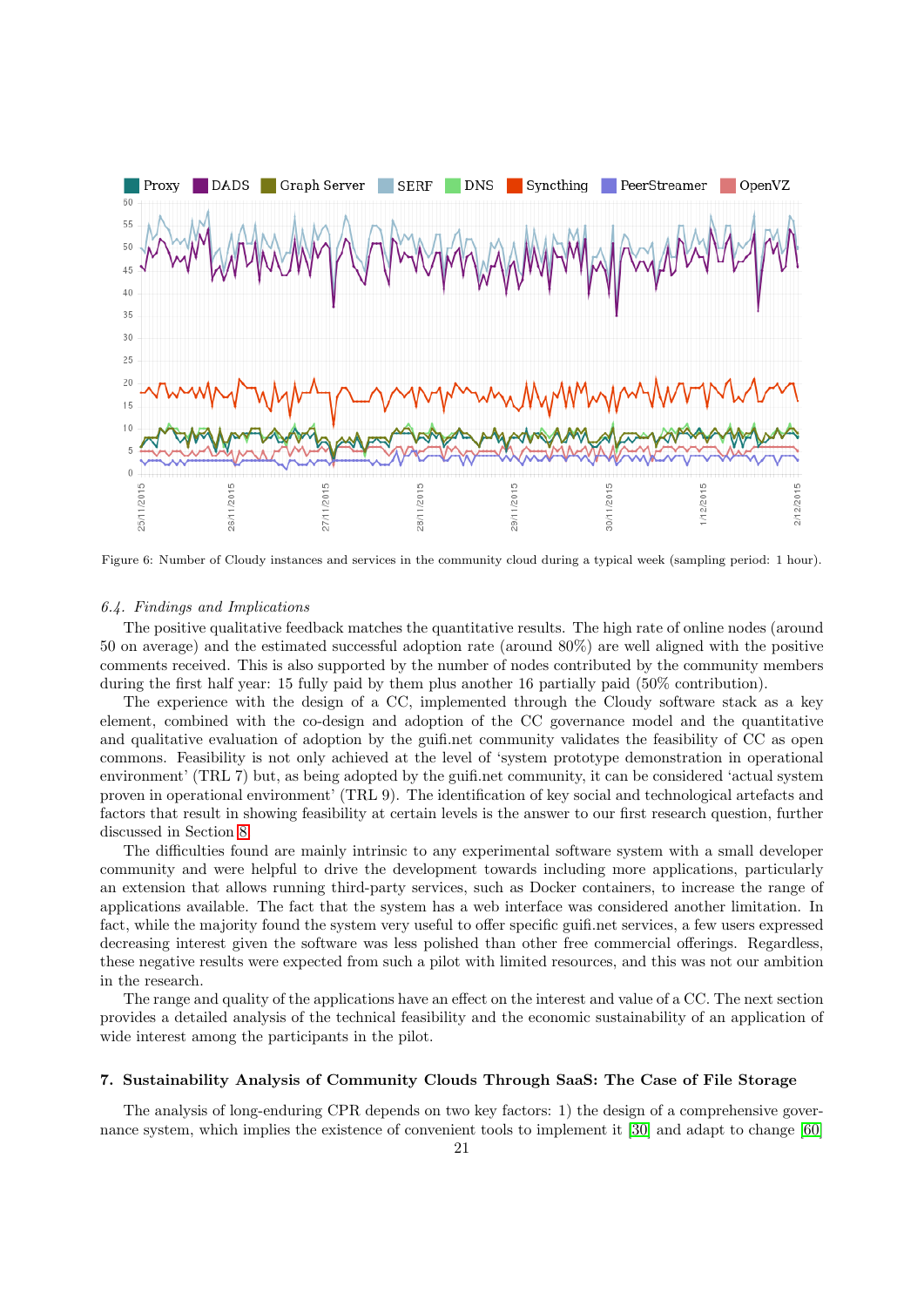Figure 6: Number of Cloudy instances and services in the community cloud during a typical week (sampling period: 1 hour).

### 6.4. Findings and Implications

The positive qualitative feedback matches the quantitative results. The high rate of online nodes (around 50 on average) and the estimated successful adoption rate (around 80%) are well aligned with the positive comments received. This is also supported by the number of nodes contributed by the community members during the first half year: 15 fully paid by them plus another 16 partially paid (50% contribution).

The experience with the design of a CC, implemented through the Cloudy software stack as a key element, combined with the co-design and adoption of the CC governance model and the quantitative and qualitative evaluation of adoption by the guifi.net community validates the feasibility of CC as open commons. Feasibility is not only achieved at the level of 'system prototype demonstration in operational environment' (TRL 7) but, as being adopted by the guifi.net community, it can be considered 'actual system proven in operational environment' (TRL 9). The identification of key social and technological artefacts and factors that result in showing feasibility at certain levels is the answer to our first research question, further discussed in Section 8.

The difficulties found are mainly intrinsic to any experimental software system with a small developer community and were helpful to drive the development towards including more applications, particularly an extension that allows running third-party services, such as Docker containers, to increase the range of applications available. The fact that the system has a web interface was considered another limitation. In fact, while the majority found the system very useful to offer specific guifi.net services, a few users expressed decreasing interest given the software was less polished than other free commercial offerings. Regardless, these negative results were expected from such a pilot with limited resources, and this was not our ambition in the research.

The range and quality of the applications have an effect on the interest and value of a CC. The next section provides a detailed analysis of the technical feasibility and the economic sustainability of an application of wide interest among the participants in the pilot.

## 7. Sustainability Analysis of Community Clouds Through SaaS: The Case of File Storage

The analysis of long-enduring CPR depends on two key factors: 1) the design of a comprehensive governance system, which implies the existence of convenient tools to implement it [30] and adapt to change [60]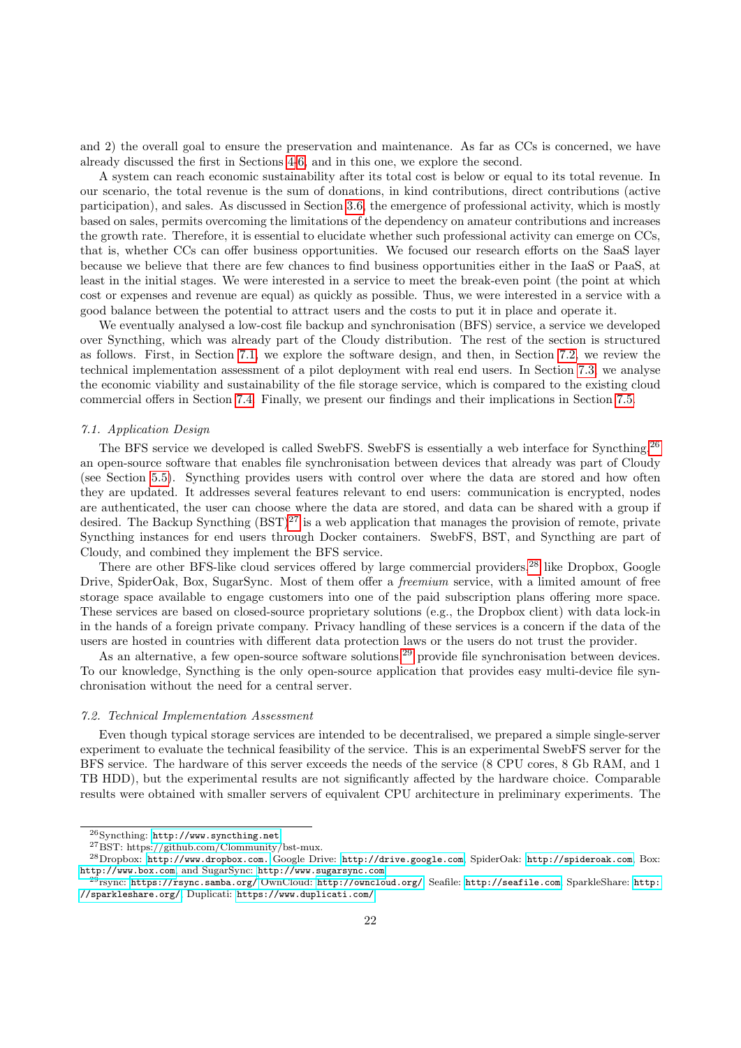and 2) the overall goal to ensure the preservation and maintenance. As far as CCs is concerned, we have already discussed the first in Sections 4-6, and in this one, we explore the second.

A system can reach economic sustainability after its total cost is below or equal to its total revenue. In our scenario, the total revenue is the sum of donations, in kind contributions, direct contributions (active participation), and sales. As discussed in Section 3.6, the emergence of professional activity, which is mostly based on sales, permits overcoming the limitations of the dependency on amateur contributions and increases the growth rate. Therefore, it is essential to elucidate whether such professional activity can emerge on CCs, that is, whether CCs can offer business opportunities. We focused our research efforts on the SaaS layer because we believe that there are few chances to find business opportunities either in the IaaS or PaaS, at least in the initial stages. We were interested in a service to meet the break-even point (the point at which cost or expenses and revenue are equal) as quickly as possible. Thus, we were interested in a service with a good balance between the potential to attract users and the costs to put it in place and operate it.

We eventually analysed a low-cost file backup and synchronisation (BFS) service, a service we developed over Syncthing, which was already part of the Cloudy distribution. The rest of the section is structured as follows. First, in Section 7.1, we explore the software design, and then, in Section 7.2, we review the technical implementation assessment of a pilot deployment with real end users. In Section 7.3, we analyse the economic viability and sustainability of the file storage service, which is compared to the existing cloud commercial offers in Section 7.4. Finally, we present our findings and their implications in Section 7.5.

### 7.1. Application Design

The BFS service we developed is called SwebFS. SwebFS is essentially a web interface for Syncthing,[26] an open-source software that enables file synchronisation between devices that already was part of Cloudy (see Section 5.5). Syncthing provides users with control over where the data are stored and how often they are updated. It addresses several features relevant to end users: communication is encrypted, nodes are authenticated, the user can choose where the data are stored, and data can be shared with a group if desired. The Backup Syncthing (BST)[27] is a web application that manages the provision of remote, private Syncthing instances for end users through Docker containers. SwebFS, BST, and Syncthing are part of Cloudy, and combined they implement the BFS service.

There are other BFS-like cloud services offered by large commercial providers,[28] like Dropbox, Google Drive, SpiderOak, Box, SugarSync. Most of them offer a *freemium* service, with a limited amount of free storage space available to engage customers into one of the paid subscription plans offering more space. These services are based on closed-source proprietary solutions (e.g., the Dropbox client) with data lock-in in the hands of a foreign private company. Privacy handling of these services is a concern if the data of the users are hosted in countries with different data protection laws or the users do not trust the provider.

As an alternative, a few open-source software solutions[29] provide file synchronisation between devices. To our knowledge, Syncthing is the only open-source application that provides easy multi-device file synchronisation without the need for a central server.

### 7.2. Technical Implementation Assessment

Even though typical storage services are intended to be decentralised, we prepared a simple single-server experiment to evaluate the technical feasibility of the service. This is an experimental SwebFS server for the BFS service. The hardware of this server exceeds the needs of the service (8 CPU cores, 8 Gb RAM, and 1 TB HDD), but the experimental results are not significantly affected by the hardware choice. Comparable results were obtained with smaller servers of equivalent CPU architecture in preliminary experiments. The

---

[26] Syncthing: http://www.syncthing.net

[27] BST: https://github.com/Clommunity/bst-mux.

[28] Dropbox: http://www.dropbox.com, Google Drive: http://drive.google.com, SpiderOak: http://spideroak.com, Box: http://www.box.com, and SugarSync: http://www.sugarsync.com

[29] rsync: https://rsync.samba.org/, OwnCloud: http://owncloud.org/, Seafile: http://seafile.com, SparkleShare: http://sparkleshare.org/, Duplicati: https://www.duplicati.com/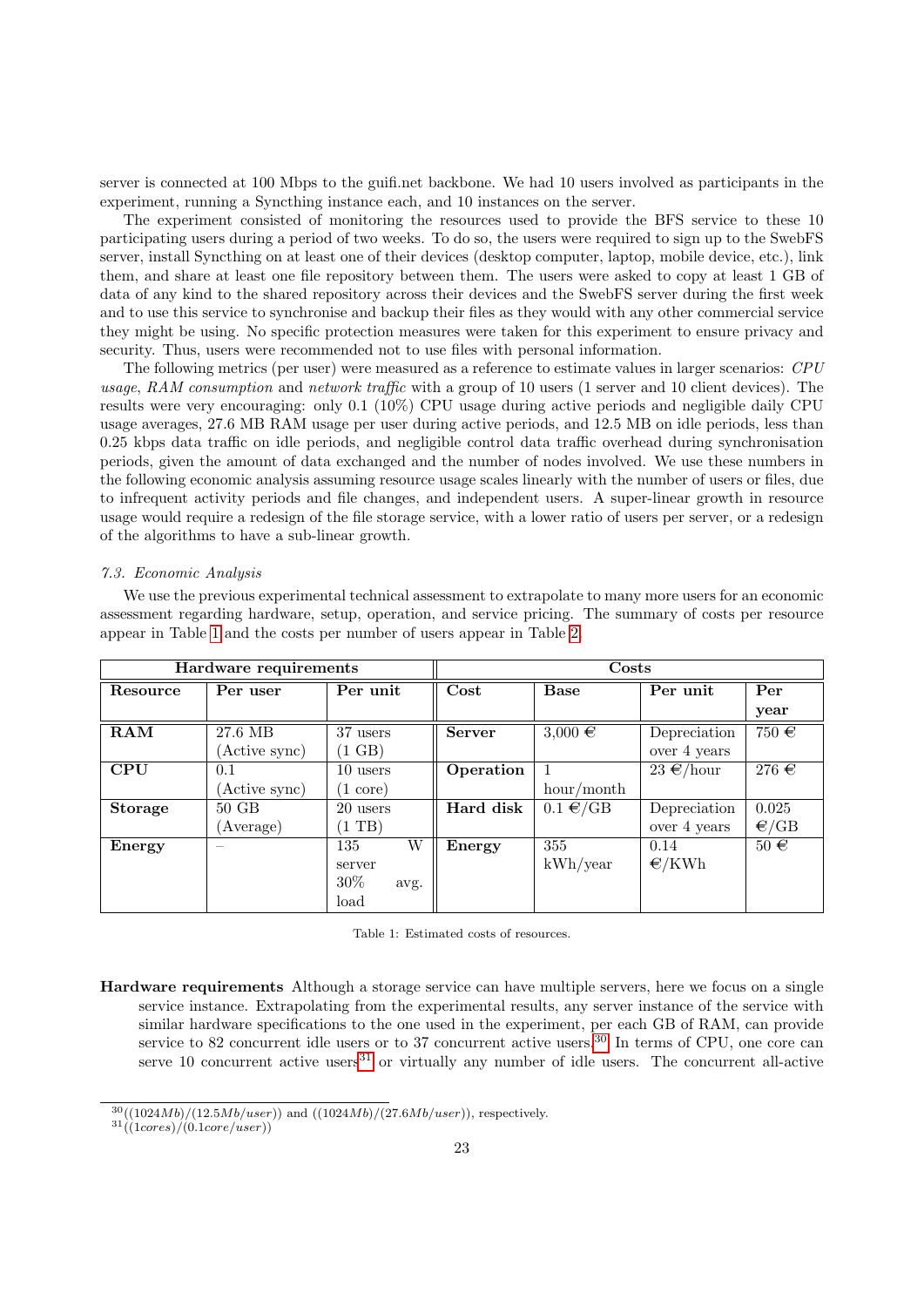server is connected at 100 Mbps to the guifi.net backbone. We had 10 users involved as participants in the experiment, running a Syncthing instance each, and 10 instances on the server.

The experiment consisted of monitoring the resources used to provide the BFS service to these 10 participating users during a period of two weeks. To do so, the users were required to sign up to the SwebFS server, install Syncthing on at least one of their devices (desktop computer, laptop, mobile device, etc.), link them, and share at least one file repository between them. The users were asked to copy at least 1 GB of data of any kind to the shared repository across their devices and the SwebFS server during the first week and to use this service to synchronise and backup their files as they would with any other commercial service they might be using. No specific protection measures were taken for this experiment to ensure privacy and security. Thus, users were recommended not to use files with personal information.

The following metrics (per user) were measured as a reference to estimate values in larger scenarios: *CPU usage*, *RAM consumption* and *network traffic* with a group of 10 users (1 server and 10 client devices). The results were very encouraging: only 0.1 (10%) CPU usage during active periods and negligible daily CPU usage averages, 27.6 MB RAM usage per user during active periods, and 12.5 MB on idle periods, less than 0.25 kbps data traffic on idle periods, and negligible control data traffic overhead during synchronisation periods, given the amount of data exchanged and the number of nodes involved. We use these numbers in the following economic analysis assuming resource usage scales linearly with the number of users or files, due to infrequent activity periods and file changes, and independent users. A super-linear growth in resource usage would require a redesign of the file storage service, with a lower ratio of users per server, or a redesign of the algorithms to have a sub-linear growth.

### *7.3. Economic Analysis*

We use the previous experimental technical assessment to extrapolate to many more users for an economic assessment regarding hardware, setup, operation, and service pricing. The summary of costs per resource appear in Table 1 and the costs per number of users appear in Table 2.

| **Hardware requirements** | | | **Costs** | | | |
|---|---|---|---|---|---|---|
| **Resource** | **Per user** | **Per unit** | **Cost** | **Base** | **Per unit** | **Per year** |
| **RAM** | 27.6 MB (Active sync) | 37 users (1 GB) | **Server** | 3,000 € | Depreciation over 4 years | 750 € |
| **CPU** | 0.1 (Active sync) | 10 users (1 core) | **Operation** | 1 hour/month | 23 €/hour | 276 € |
| **Storage** | 50 GB (Average) | 20 users (1 TB) | **Hard disk** | 0.1 €/GB | Depreciation over 4 years | 0.025 €/GB |
| **Energy** | – | 135 W server 30% avg. load | **Energy** | 355 kWh/year | 0.14 €/KWh | 50 € |

Table 1: Estimated costs of resources.

**Hardware requirements** Although a storage service can have multiple servers, here we focus on a single service instance. Extrapolating from the experimental results, any server instance of the service with similar hardware specifications to the one used in the experiment, per each GB of RAM, can provide service to 82 concurrent idle users or to 37 concurrent active users.[30] In terms of CPU, one core can serve 10 concurrent active users[31] or virtually any number of idle users. The concurrent all-active

[30] $((1024Mb)/(12.5Mb/user))$ and $((1024Mb)/(27.6Mb/user))$, respectively.

[31] $((1cores)/(0.1core/user))$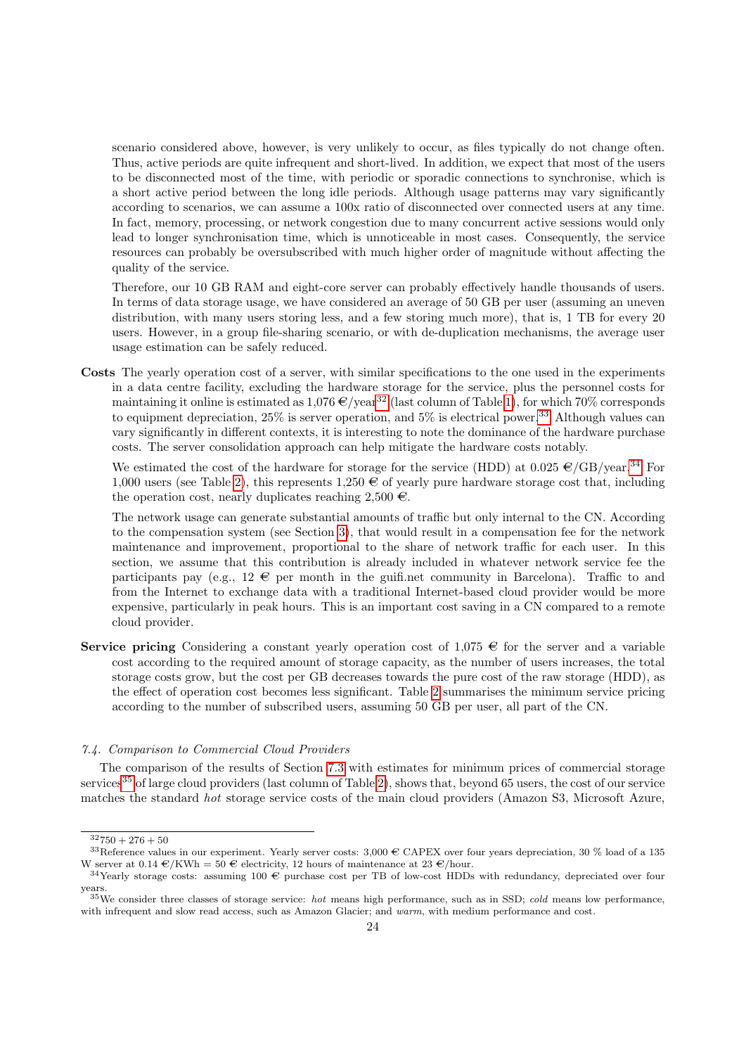scenario considered above, however, is very unlikely to occur, as files typically do not change often. Thus, active periods are quite infrequent and short-lived. In addition, we expect that most of the users to be disconnected most of the time, with periodic or sporadic connections to synchronise, which is a short active period between the long idle periods. Although usage patterns may vary significantly according to scenarios, we can assume a 100x ratio of disconnected over connected users at any time. In fact, memory, processing, or network congestion due to many concurrent active sessions would only lead to longer synchronisation time, which is unnoticeable in most cases. Consequently, the service resources can probably be oversubscribed with much higher order of magnitude without affecting the quality of the service.

Therefore, our 10 GB RAM and eight-core server can probably effectively handle thousands of users. In terms of data storage usage, we have considered an average of 50 GB per user (assuming an uneven distribution, with many users storing less, and a few storing much more), that is, 1 TB for every 20 users. However, in a group file-sharing scenario, or with de-duplication mechanisms, the average user usage estimation can be safely reduced.

**Costs** The yearly operation cost of a server, with similar specifications to the one used in the experiments in a data centre facility, excluding the hardware storage for the service, plus the personnel costs for maintaining it online is estimated as 1,076 €/year[32] (last column of Table 1), for which 70% corresponds to equipment depreciation, 25% is server operation, and 5% is electrical power.[33] Although values can vary significantly in different contexts, it is interesting to note the dominance of the hardware purchase costs. The server consolidation approach can help mitigate the hardware costs notably.

We estimated the cost of the hardware for storage for the service (HDD) at 0.025 €/GB/year.[34] For 1,000 users (see Table 2), this represents 1,250 € of yearly pure hardware storage cost that, including the operation cost, nearly duplicates reaching 2,500 €.

The network usage can generate substantial amounts of traffic but only internal to the CN. According to the compensation system (see Section 3), that would result in a compensation fee for the network maintenance and improvement, proportional to the share of network traffic for each user. In this section, we assume that this contribution is already included in whatever network service fee the participants pay (e.g., 12 € per month in the guifi.net community in Barcelona). Traffic to and from the Internet to exchange data with a traditional Internet-based cloud provider would be more expensive, particularly in peak hours. This is an important cost saving in a CN compared to a remote cloud provider.

**Service pricing** Considering a constant yearly operation cost of 1,075 € for the server and a variable cost according to the required amount of storage capacity, as the number of users increases, the total storage costs grow, but the cost per GB decreases towards the pure cost of the raw storage (HDD), as the effect of operation cost becomes less significant. Table 2 summarises the minimum service pricing according to the number of subscribed users, assuming 50 GB per user, all part of the CN.

### *7.4. Comparison to Commercial Cloud Providers*

The comparison of the results of Section 7.3 with estimates for minimum prices of commercial storage services[35] of large cloud providers (last column of Table 2), shows that, beyond 65 users, the cost of our service matches the standard *hot* storage service costs of the main cloud providers (Amazon S3, Microsoft Azure,

---

[32] 750 + 276 + 50

[33] Reference values in our experiment. Yearly server costs: 3,000 € CAPEX over four years depreciation, 30 % load of a 135 W server at 0.14 €/KWh = 50 € electricity, 12 hours of maintenance at 23 €/hour.

[34] Yearly storage costs: assuming 100 € purchase cost per TB of low-cost HDDs with redundancy, depreciated over four years.

[35] We consider three classes of storage service: *hot* means high performance, such as in SSD; *cold* means low performance, with infrequent and slow read access, such as Amazon Glacier; and *warm*, with medium performance and cost.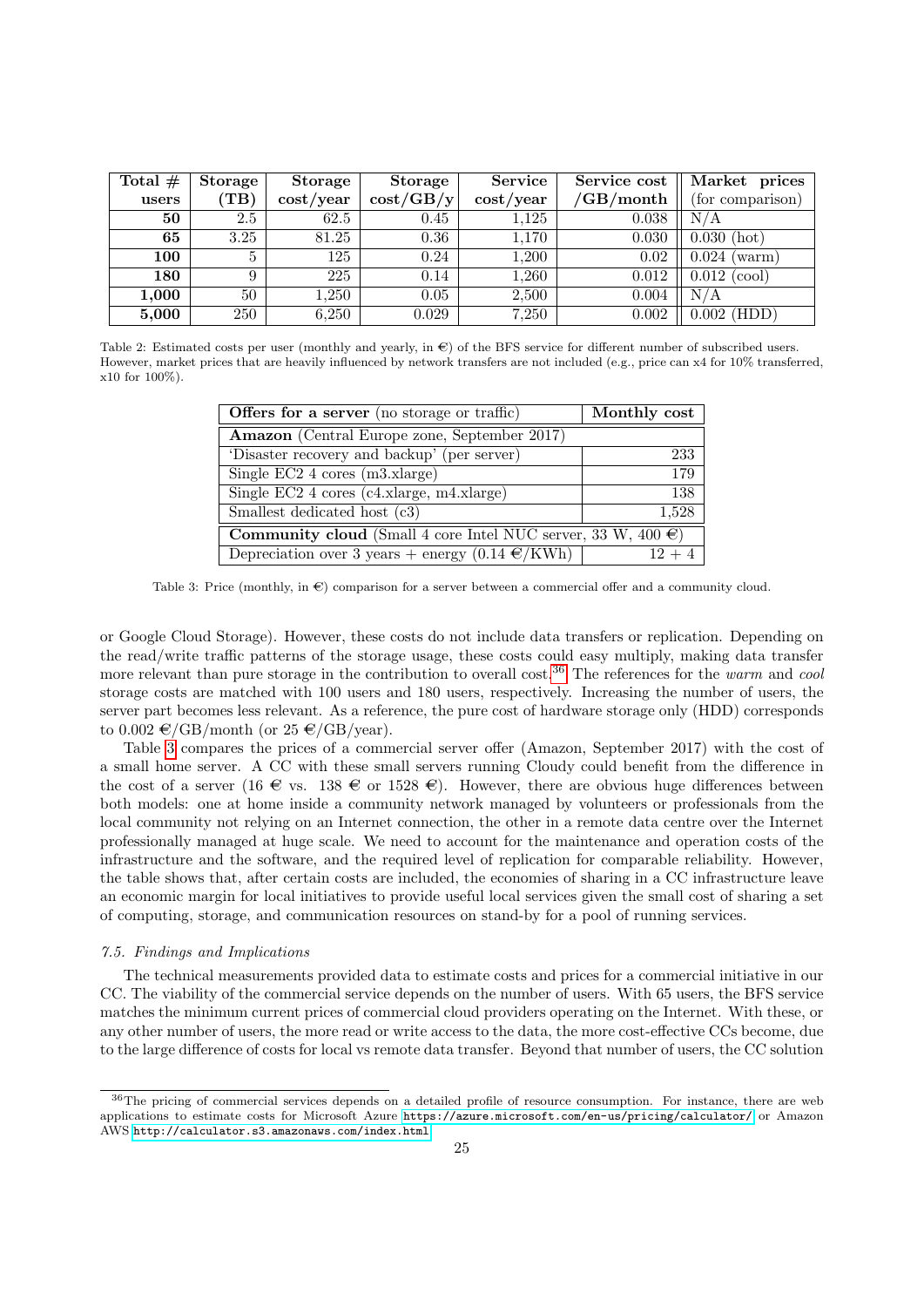| **Total # users** | **Storage (TB)** | **Storage cost/year** | **Storage cost/GB/y** | **Service cost/year** | **Service cost /GB/month** | **Market prices** (for comparison) |
|---|---|---|---|---|---|---|
| **50** | 2.5 | 62.5 | 0.45 | 1,125 | 0.038 | N/A |
| **65** | 3.25 | 81.25 | 0.36 | 1,170 | 0.030 | 0.030 (hot) |
| **100** | 5 | 125 | 0.24 | 1,200 | 0.02 | 0.024 (warm) |
| **180** | 9 | 225 | 0.14 | 1,260 | 0.012 | 0.012 (cool) |
| **1,000** | 50 | 1,250 | 0.05 | 2,500 | 0.004 | N/A |
| **5,000** | 250 | 6,250 | 0.029 | 7,250 | 0.002 | 0.002 (HDD) |

Table 2: Estimated costs per user (monthly and yearly, in €) of the BFS service for different number of subscribed users. However, market prices that are heavily influenced by network transfers are not included (e.g., price can x4 for 10% transferred, x10 for 100%).

| **Offers for a server** (no storage or traffic) | **Monthly cost** |
|---|---|
| **Amazon** (Central Europe zone, September 2017) | |
| 'Disaster recovery and backup' (per server) | 233 |
| Single EC2 4 cores (m3.xlarge) | 179 |
| Single EC2 4 cores (c4.xlarge, m4.xlarge) | 138 |
| Smallest dedicated host (c3) | 1,528 |
| **Community cloud** (Small 4 core Intel NUC server, 33 W, 400 €) | |
| Depreciation over 3 years + energy (0.14 €/KWh) | 12 + 4 |

Table 3: Price (monthly, in €) comparison for a server between a commercial offer and a community cloud.

or Google Cloud Storage). However, these costs do not include data transfers or replication. Depending on the read/write traffic patterns of the storage usage, these costs could easy multiply, making data transfer more relevant than pure storage in the contribution to overall cost.[36] The references for the *warm* and *cool* storage costs are matched with 100 users and 180 users, respectively. Increasing the number of users, the server part becomes less relevant. As a reference, the pure cost of hardware storage only (HDD) corresponds to 0.002 €/GB/month (or 25 €/GB/year).

Table 3 compares the prices of a commercial server offer (Amazon, September 2017) with the cost of a small home server. A CC with these small servers running Cloudy could benefit from the difference in the cost of a server (16 € vs. 138 € or 1528 €). However, there are obvious huge differences between both models: one at home inside a community network managed by volunteers or professionals from the local community not relying on an Internet connection, the other in a remote data centre over the Internet professionally managed at huge scale. We need to account for the maintenance and operation costs of the infrastructure and the software, and the required level of replication for comparable reliability. However, the table shows that, after certain costs are included, the economies of sharing in a CC infrastructure leave an economic margin for local initiatives to provide useful local services given the small cost of sharing a set of computing, storage, and communication resources on stand-by for a pool of running services.

### *7.5. Findings and Implications*

The technical measurements provided data to estimate costs and prices for a commercial initiative in our CC. The viability of the commercial service depends on the number of users. With 65 users, the BFS service matches the minimum current prices of commercial cloud providers operating on the Internet. With these, or any other number of users, the more read or write access to the data, the more cost-effective CCs become, due to the large difference of costs for local vs remote data transfer. Beyond that number of users, the CC solution

[36] The pricing of commercial services depends on a detailed profile of resource consumption. For instance, there are web applications to estimate costs for Microsoft Azure `https://azure.microsoft.com/en-us/pricing/calculator/` or Amazon AWS `http://calculator.s3.amazonaws.com/index.html`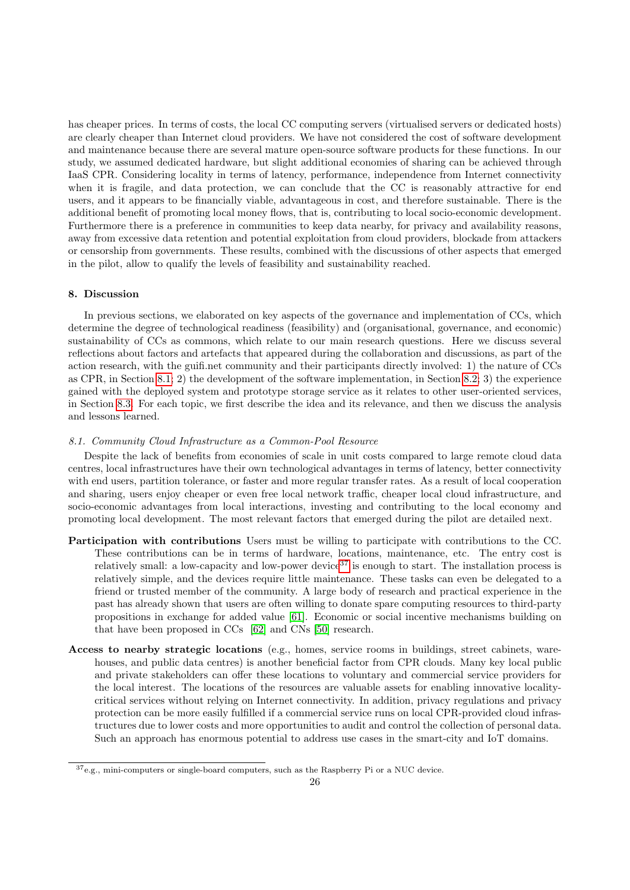has cheaper prices. In terms of costs, the local CC computing servers (virtualised servers or dedicated hosts) are clearly cheaper than Internet cloud providers. We have not considered the cost of software development and maintenance because there are several mature open-source software products for these functions. In our study, we assumed dedicated hardware, but slight additional economies of sharing can be achieved through IaaS CPR. Considering locality in terms of latency, performance, independence from Internet connectivity when it is fragile, and data protection, we can conclude that the CC is reasonably attractive for end users, and it appears to be financially viable, advantageous in cost, and therefore sustainable. There is the additional benefit of promoting local money flows, that is, contributing to local socio-economic development. Furthermore there is a preference in communities to keep data nearby, for privacy and availability reasons, away from excessive data retention and potential exploitation from cloud providers, blockade from attackers or censorship from governments. These results, combined with the discussions of other aspects that emerged in the pilot, allow to qualify the levels of feasibility and sustainability reached.

## 8. Discussion

In previous sections, we elaborated on key aspects of the governance and implementation of CCs, which determine the degree of technological readiness (feasibility) and (organisational, governance, and economic) sustainability of CCs as commons, which relate to our main research questions. Here we discuss several reflections about factors and artefacts that appeared during the collaboration and discussions, as part of the action research, with the guifi.net community and their participants directly involved: 1) the nature of CCs as CPR, in Section 8.1; 2) the development of the software implementation, in Section 8.2; 3) the experience gained with the deployed system and prototype storage service as it relates to other user-oriented services, in Section 8.3. For each topic, we first describe the idea and its relevance, and then we discuss the analysis and lessons learned.

### *8.1. Community Cloud Infrastructure as a Common-Pool Resource*

Despite the lack of benefits from economies of scale in unit costs compared to large remote cloud data centres, local infrastructures have their own technological advantages in terms of latency, better connectivity with end users, partition tolerance, or faster and more regular transfer rates. As a result of local cooperation and sharing, users enjoy cheaper or even free local network traffic, cheaper local cloud infrastructure, and socio-economic advantages from local interactions, investing and contributing to the local economy and promoting local development. The most relevant factors that emerged during the pilot are detailed next.

**Participation with contributions** Users must be willing to participate with contributions to the CC. These contributions can be in terms of hardware, locations, maintenance, etc. The entry cost is relatively small: a low-capacity and low-power device[37] is enough to start. The installation process is relatively simple, and the devices require little maintenance. These tasks can even be delegated to a friend or trusted member of the community. A large body of research and practical experience in the past has already shown that users are often willing to donate spare computing resources to third-party propositions in exchange for added value [61]. Economic or social incentive mechanisms building on that have been proposed in CCs [62] and CNs [50] research.

**Access to nearby strategic locations** (e.g., homes, service rooms in buildings, street cabinets, warehouses, and public data centres) is another beneficial factor from CPR clouds. Many key local public and private stakeholders can offer these locations to voluntary and commercial service providers for the local interest. The locations of the resources are valuable assets for enabling innovative locality-critical services without relying on Internet connectivity. In addition, privacy regulations and privacy protection can be more easily fulfilled if a commercial service runs on local CPR-provided cloud infrastructures due to lower costs and more opportunities to audit and control the collection of personal data. Such an approach has enormous potential to address use cases in the smart-city and IoT domains.

[37] e.g., mini-computers or single-board computers, such as the Raspberry Pi or a NUC device.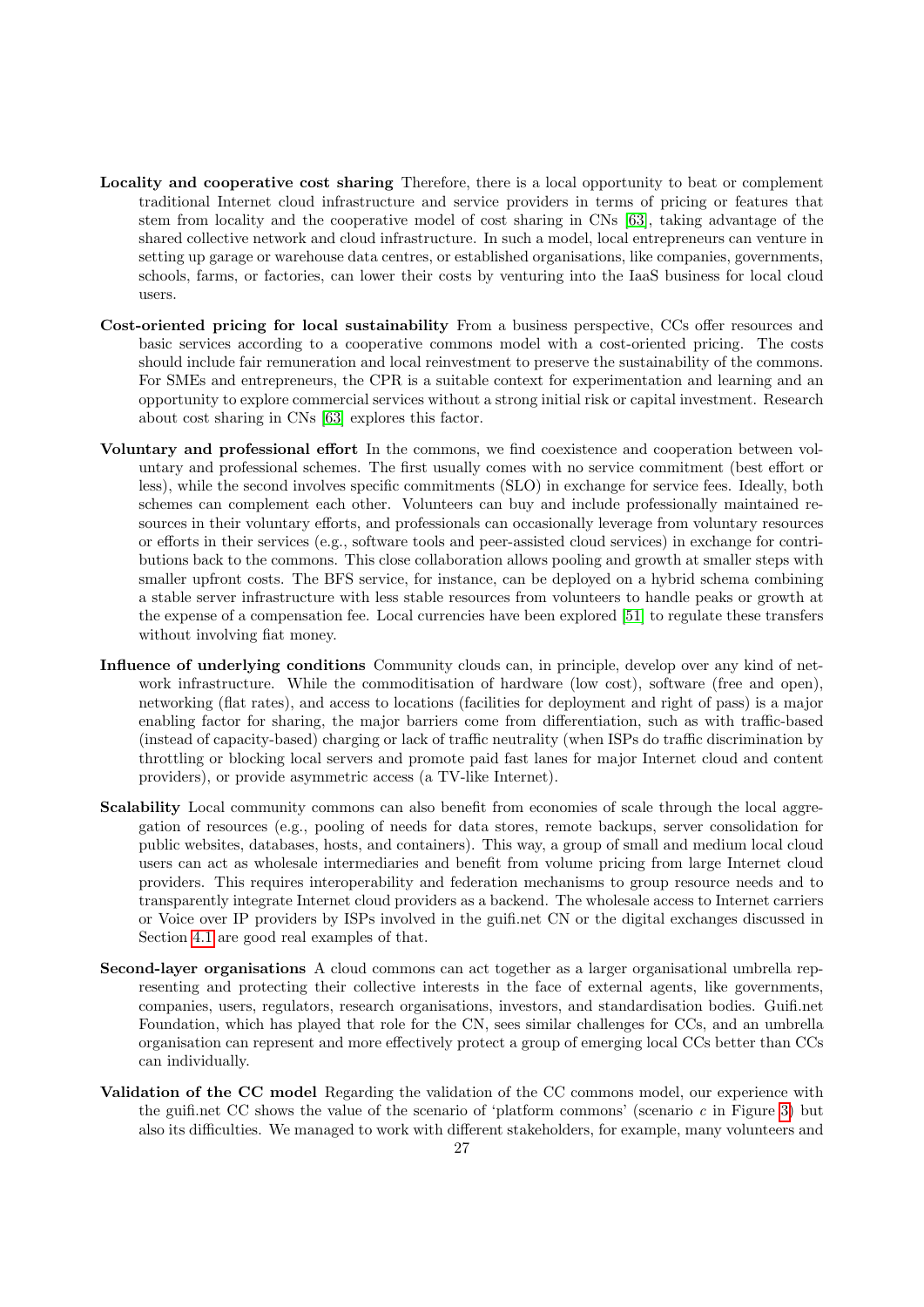**Locality and cooperative cost sharing** Therefore, there is a local opportunity to beat or complement traditional Internet cloud infrastructure and service providers in terms of pricing or features that stem from locality and the cooperative model of cost sharing in CNs [63], taking advantage of the shared collective network and cloud infrastructure. In such a model, local entrepreneurs can venture in setting up garage or warehouse data centres, or established organisations, like companies, governments, schools, farms, or factories, can lower their costs by venturing into the IaaS business for local cloud users.

**Cost-oriented pricing for local sustainability** From a business perspective, CCs offer resources and basic services according to a cooperative commons model with a cost-oriented pricing. The costs should include fair remuneration and local reinvestment to preserve the sustainability of the commons. For SMEs and entrepreneurs, the CPR is a suitable context for experimentation and learning and an opportunity to explore commercial services without a strong initial risk or capital investment. Research about cost sharing in CNs [63] explores this factor.

**Voluntary and professional effort** In the commons, we find coexistence and cooperation between voluntary and professional schemes. The first usually comes with no service commitment (best effort or less), while the second involves specific commitments (SLO) in exchange for service fees. Ideally, both schemes can complement each other. Volunteers can buy and include professionally maintained resources in their voluntary efforts, and professionals can occasionally leverage from voluntary resources or efforts in their services (e.g., software tools and peer-assisted cloud services) in exchange for contributions back to the commons. This close collaboration allows pooling and growth at smaller steps with smaller upfront costs. The BFS service, for instance, can be deployed on a hybrid schema combining a stable server infrastructure with less stable resources from volunteers to handle peaks or growth at the expense of a compensation fee. Local currencies have been explored [51] to regulate these transfers without involving fiat money.

**Influence of underlying conditions** Community clouds can, in principle, develop over any kind of network infrastructure. While the commoditisation of hardware (low cost), software (free and open), networking (flat rates), and access to locations (facilities for deployment and right of pass) is a major enabling factor for sharing, the major barriers come from differentiation, such as with traffic-based (instead of capacity-based) charging or lack of traffic neutrality (when ISPs do traffic discrimination by throttling or blocking local servers and promote paid fast lanes for major Internet cloud and content providers), or provide asymmetric access (a TV-like Internet).

**Scalability** Local community commons can also benefit from economies of scale through the local aggregation of resources (e.g., pooling of needs for data stores, remote backups, server consolidation for public websites, databases, hosts, and containers). This way, a group of small and medium local cloud users can act as wholesale intermediaries and benefit from volume pricing from large Internet cloud providers. This requires interoperability and federation mechanisms to group resource needs and to transparently integrate Internet cloud providers as a backend. The wholesale access to Internet carriers or Voice over IP providers by ISPs involved in the guifi.net CN or the digital exchanges discussed in Section 4.1 are good real examples of that.

**Second-layer organisations** A cloud commons can act together as a larger organisational umbrella representing and protecting their collective interests in the face of external agents, like governments, companies, users, regulators, research organisations, investors, and standardisation bodies. Guifi.net Foundation, which has played that role for the CN, sees similar challenges for CCs, and an umbrella organisation can represent and more effectively protect a group of emerging local CCs better than CCs can individually.

**Validation of the CC model** Regarding the validation of the CC commons model, our experience with the guifi.net CC shows the value of the scenario of 'platform commons' (scenario *c* in Figure 3) but also its difficulties. We managed to work with different stakeholders, for example, many volunteers and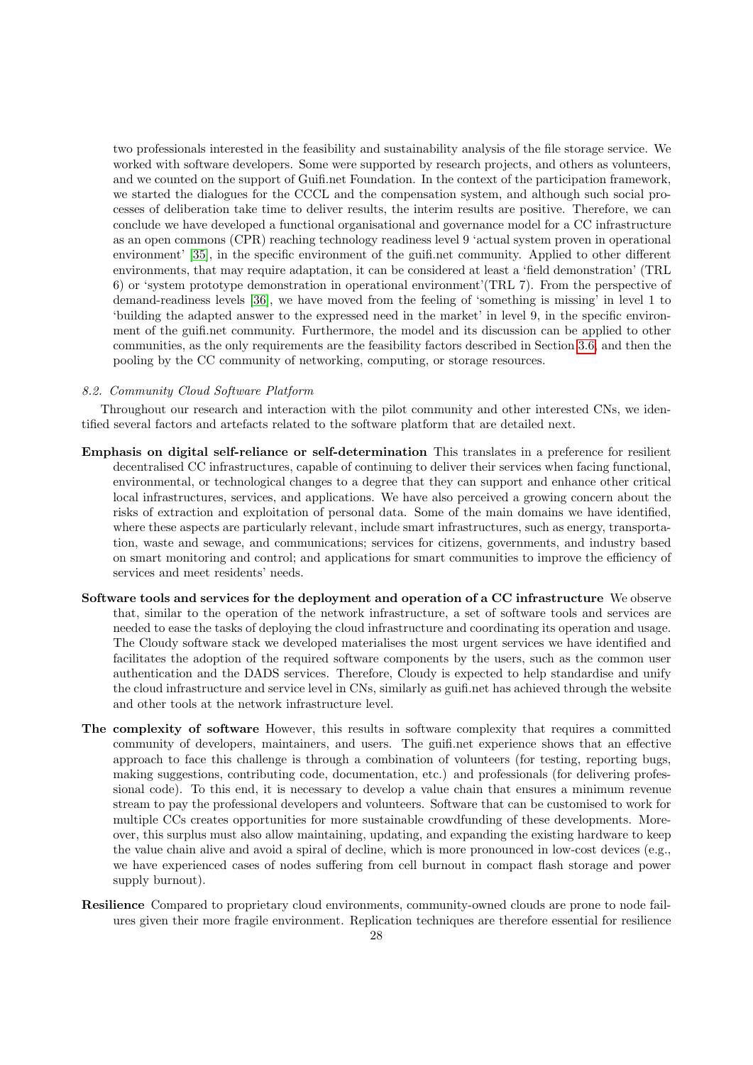two professionals interested in the feasibility and sustainability analysis of the file storage service. We worked with software developers. Some were supported by research projects, and others as volunteers, and we counted on the support of Guifi.net Foundation. In the context of the participation framework, we started the dialogues for the CCCL and the compensation system, and although such social processes of deliberation take time to deliver results, the interim results are positive. Therefore, we can conclude we have developed a functional organisational and governance model for a CC infrastructure as an open commons (CPR) reaching technology readiness level 9 'actual system proven in operational environment' [35], in the specific environment of the guifi.net community. Applied to other different environments, that may require adaptation, it can be considered at least a 'field demonstration' (TRL 6) or 'system prototype demonstration in operational environment'(TRL 7). From the perspective of demand-readiness levels [36], we have moved from the feeling of 'something is missing' in level 1 to 'building the adapted answer to the expressed need in the market' in level 9, in the specific environment of the guifi.net community. Furthermore, the model and its discussion can be applied to other communities, as the only requirements are the feasibility factors described in Section 3.6, and then the pooling by the CC community of networking, computing, or storage resources.

### *8.2. Community Cloud Software Platform*

Throughout our research and interaction with the pilot community and other interested CNs, we identified several factors and artefacts related to the software platform that are detailed next.

**Emphasis on digital self-reliance or self-determination** This translates in a preference for resilient decentralised CC infrastructures, capable of continuing to deliver their services when facing functional, environmental, or technological changes to a degree that they can support and enhance other critical local infrastructures, services, and applications. We have also perceived a growing concern about the risks of extraction and exploitation of personal data. Some of the main domains we have identified, where these aspects are particularly relevant, include smart infrastructures, such as energy, transportation, waste and sewage, and communications; services for citizens, governments, and industry based on smart monitoring and control; and applications for smart communities to improve the efficiency of services and meet residents' needs.

**Software tools and services for the deployment and operation of a CC infrastructure** We observe that, similar to the operation of the network infrastructure, a set of software tools and services are needed to ease the tasks of deploying the cloud infrastructure and coordinating its operation and usage. The Cloudy software stack we developed materialises the most urgent services we have identified and facilitates the adoption of the required software components by the users, such as the common user authentication and the DADS services. Therefore, Cloudy is expected to help standardise and unify the cloud infrastructure and service level in CNs, similarly as guifi.net has achieved through the website and other tools at the network infrastructure level.

**The complexity of software** However, this results in software complexity that requires a committed community of developers, maintainers, and users. The guifi.net experience shows that an effective approach to face this challenge is through a combination of volunteers (for testing, reporting bugs, making suggestions, contributing code, documentation, etc.) and professionals (for delivering professional code). To this end, it is necessary to develop a value chain that ensures a minimum revenue stream to pay the professional developers and volunteers. Software that can be customised to work for multiple CCs creates opportunities for more sustainable crowdfunding of these developments. Moreover, this surplus must also allow maintaining, updating, and expanding the existing hardware to keep the value chain alive and avoid a spiral of decline, which is more pronounced in low-cost devices (e.g., we have experienced cases of nodes suffering from cell burnout in compact flash storage and power supply burnout).

**Resilience** Compared to proprietary cloud environments, community-owned clouds are prone to node failures given their more fragile environment. Replication techniques are therefore essential for resilience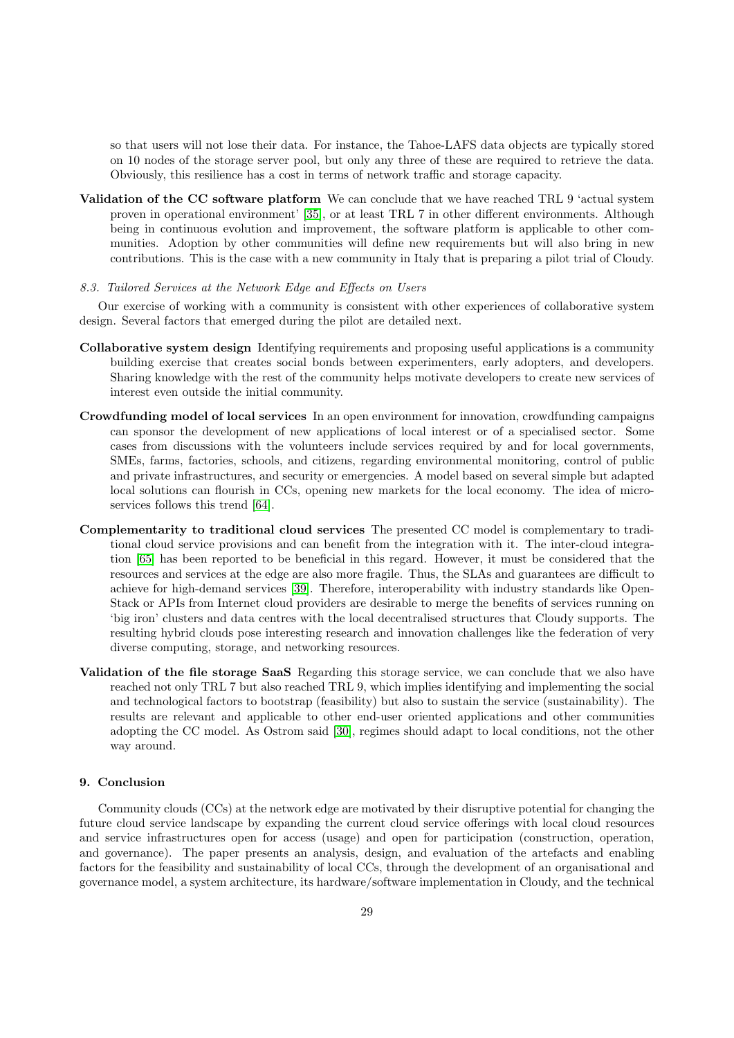so that users will not lose their data. For instance, the Tahoe-LAFS data objects are typically stored on 10 nodes of the storage server pool, but only any three of these are required to retrieve the data. Obviously, this resilience has a cost in terms of network traffic and storage capacity.

**Validation of the CC software platform** We can conclude that we have reached TRL 9 'actual system proven in operational environment' [35], or at least TRL 7 in other different environments. Although being in continuous evolution and improvement, the software platform is applicable to other communities. Adoption by other communities will define new requirements but will also bring in new contributions. This is the case with a new community in Italy that is preparing a pilot trial of Cloudy.

### 8.3. Tailored Services at the Network Edge and Effects on Users

Our exercise of working with a community is consistent with other experiences of collaborative system design. Several factors that emerged during the pilot are detailed next.

**Collaborative system design** Identifying requirements and proposing useful applications is a community building exercise that creates social bonds between experimenters, early adopters, and developers. Sharing knowledge with the rest of the community helps motivate developers to create new services of interest even outside the initial community.

**Crowdfunding model of local services** In an open environment for innovation, crowdfunding campaigns can sponsor the development of new applications of local interest or of a specialised sector. Some cases from discussions with the volunteers include services required by and for local governments, SMEs, farms, factories, schools, and citizens, regarding environmental monitoring, control of public and private infrastructures, and security or emergencies. A model based on several simple but adapted local solutions can flourish in CCs, opening new markets for the local economy. The idea of micro-services follows this trend [64].

**Complementarity to traditional cloud services** The presented CC model is complementary to traditional cloud service provisions and can benefit from the integration with it. The inter-cloud integration [65] has been reported to be beneficial in this regard. However, it must be considered that the resources and services at the edge are also more fragile. Thus, the SLAs and guarantees are difficult to achieve for high-demand services [39]. Therefore, interoperability with industry standards like OpenStack or APIs from Internet cloud providers are desirable to merge the benefits of services running on 'big iron' clusters and data centres with the local decentralised structures that Cloudy supports. The resulting hybrid clouds pose interesting research and innovation challenges like the federation of very diverse computing, storage, and networking resources.

**Validation of the file storage SaaS** Regarding this storage service, we can conclude that we also have reached not only TRL 7 but also reached TRL 9, which implies identifying and implementing the social and technological factors to bootstrap (feasibility) but also to sustain the service (sustainability). The results are relevant and applicable to other end-user oriented applications and other communities adopting the CC model. As Ostrom said [30], regimes should adapt to local conditions, not the other way around.

## 9. Conclusion

Community clouds (CCs) at the network edge are motivated by their disruptive potential for changing the future cloud service landscape by expanding the current cloud service offerings with local cloud resources and service infrastructures open for access (usage) and open for participation (construction, operation, and governance). The paper presents an analysis, design, and evaluation of the artefacts and enabling factors for the feasibility and sustainability of local CCs, through the development of an organisational and governance model, a system architecture, its hardware/software implementation in Cloudy, and the technical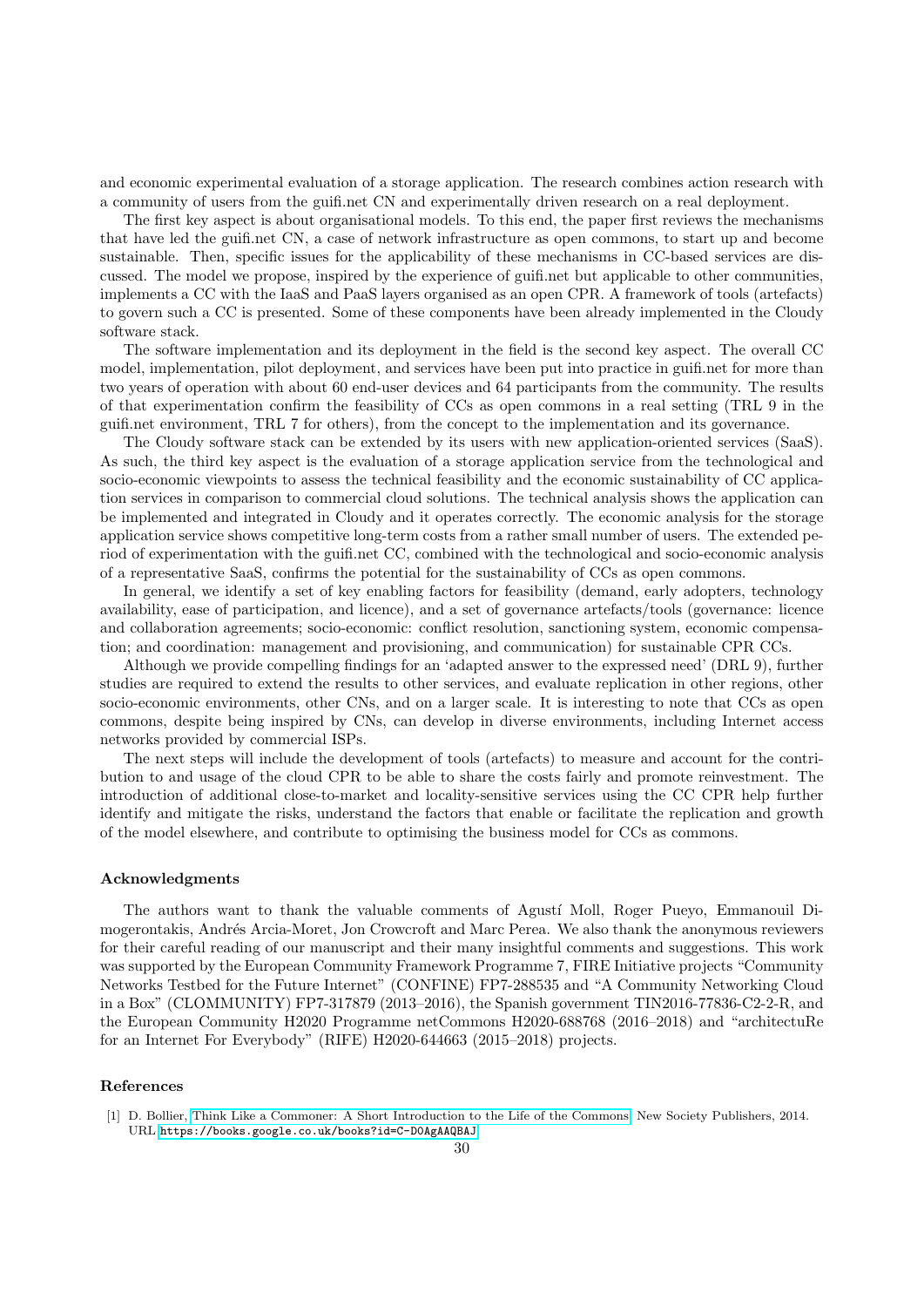and economic experimental evaluation of a storage application. The research combines action research with a community of users from the guifi.net CN and experimentally driven research on a real deployment.

The first key aspect is about organisational models. To this end, the paper first reviews the mechanisms that have led the guifi.net CN, a case of network infrastructure as open commons, to start up and become sustainable. Then, specific issues for the applicability of these mechanisms in CC-based services are discussed. The model we propose, inspired by the experience of guifi.net but applicable to other communities, implements a CC with the IaaS and PaaS layers organised as an open CPR. A framework of tools (artefacts) to govern such a CC is presented. Some of these components have been already implemented in the Cloudy software stack.

The software implementation and its deployment in the field is the second key aspect. The overall CC model, implementation, pilot deployment, and services have been put into practice in guifi.net for more than two years of operation with about 60 end-user devices and 64 participants from the community. The results of that experimentation confirm the feasibility of CCs as open commons in a real setting (TRL 9 in the guifi.net environment, TRL 7 for others), from the concept to the implementation and its governance.

The Cloudy software stack can be extended by its users with new application-oriented services (SaaS). As such, the third key aspect is the evaluation of a storage application service from the technological and socio-economic viewpoints to assess the technical feasibility and the economic sustainability of CC application services in comparison to commercial cloud solutions. The technical analysis shows the application can be implemented and integrated in Cloudy and it operates correctly. The economic analysis for the storage application service shows competitive long-term costs from a rather small number of users. The extended period of experimentation with the guifi.net CC, combined with the technological and socio-economic analysis of a representative SaaS, confirms the potential for the sustainability of CCs as open commons.

In general, we identify a set of key enabling factors for feasibility (demand, early adopters, technology availability, ease of participation, and licence), and a set of governance artefacts/tools (governance: licence and collaboration agreements; socio-economic: conflict resolution, sanctioning system, economic compensation; and coordination: management and provisioning, and communication) for sustainable CPR CCs.

Although we provide compelling findings for an 'adapted answer to the expressed need' (DRL 9), further studies are required to extend the results to other services, and evaluate replication in other regions, other socio-economic environments, other CNs, and on a larger scale. It is interesting to note that CCs as open commons, despite being inspired by CNs, can develop in diverse environments, including Internet access networks provided by commercial ISPs.

The next steps will include the development of tools (artefacts) to measure and account for the contribution to and usage of the cloud CPR to be able to share the costs fairly and promote reinvestment. The introduction of additional close-to-market and locality-sensitive services using the CC CPR help further identify and mitigate the risks, understand the factors that enable or facilitate the replication and growth of the model elsewhere, and contribute to optimising the business model for CCs as commons.

### Acknowledgments

The authors want to thank the valuable comments of Agustí Moll, Roger Pueyo, Emmanouil Dimogerontakis, Andrés Arcia-Moret, Jon Crowcroft and Marc Perea. We also thank the anonymous reviewers for their careful reading of our manuscript and their many insightful comments and suggestions. This work was supported by the European Community Framework Programme 7, FIRE Initiative projects "Community Networks Testbed for the Future Internet" (CONFINE) FP7-288535 and "A Community Networking Cloud in a Box" (CLOMMUNITY) FP7-317879 (2013–2016), the Spanish government TIN2016-77836-C2-2-R, and the European Community H2020 Programme netCommons H2020-688768 (2016–2018) and "architectuRe for an Internet For Everybody" (RIFE) H2020-644663 (2015–2018) projects.

### References

[1] D. Bollier, Think Like a Commoner: A Short Introduction to the Life of the Commons, New Society Publishers, 2014. URL https://books.google.co.uk/books?id=C-DOAgAAQBAJ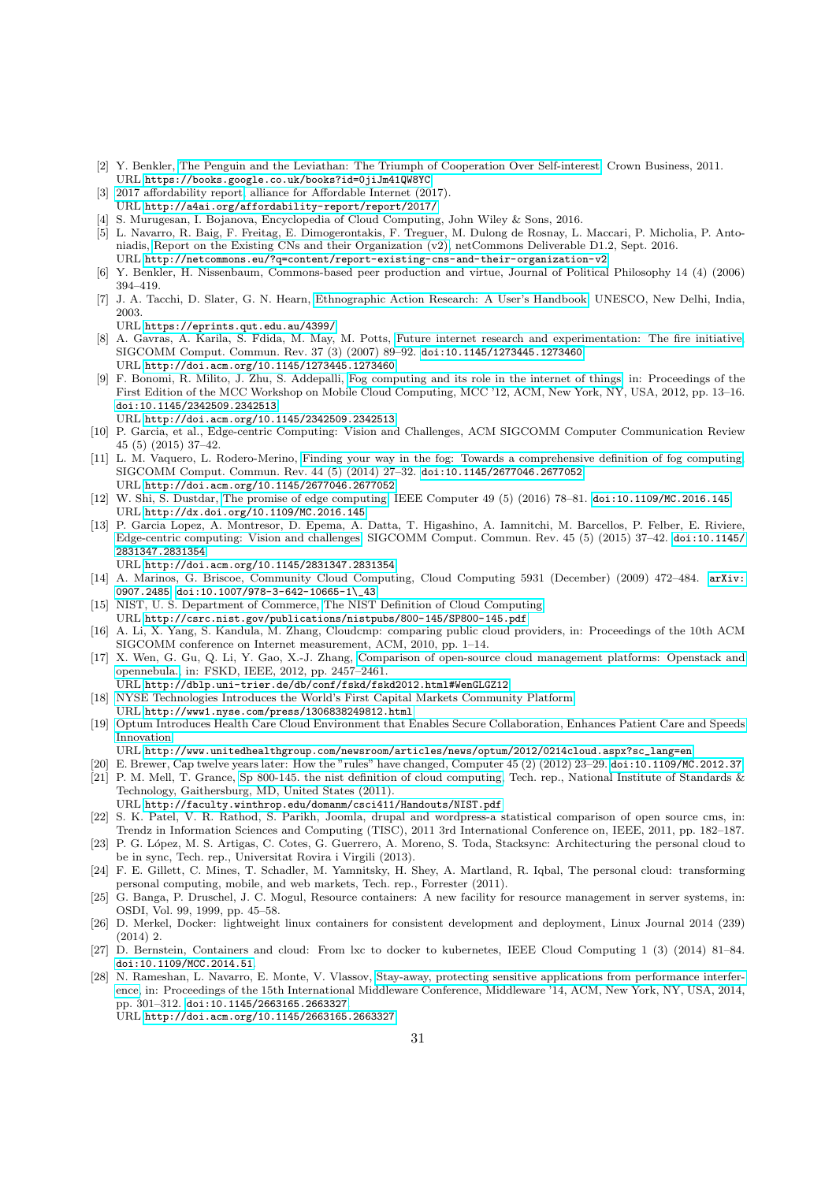[2] Y. Benkler, The Penguin and the Leviathan: The Triumph of Cooperation Over Self-interest, Crown Business, 2011.
URL https://books.google.co.uk/books?id=0jiJm41QW8YC

[3] 2017 affordability report, alliance for Affordable Internet (2017).
URL http://a4ai.org/affordability-report/report/2017/

[4] S. Murugesan, I. Bojanova, Encyclopedia of Cloud Computing, John Wiley & Sons, 2016.

[5] L. Navarro, R. Baig, F. Freitag, E. Dimogerontakis, F. Treguer, M. Dulong de Rosnay, L. Maccari, P. Micholia, P. Antoniadis, Report on the Existing CNs and their Organization (v2), netCommons Deliverable D1.2, Sept. 2016.
URL http://netcommons.eu/?q=content/report-existing-cns-and-their-organization-v2

[6] Y. Benkler, H. Nissenbaum, Commons-based peer production and virtue, Journal of Political Philosophy 14 (4) (2006) 394–419.

[7] J. A. Tacchi, D. Slater, G. N. Hearn, Ethnographic Action Research: A User's Handbook, UNESCO, New Delhi, India, 2003.
URL https://eprints.qut.edu.au/4399/

[8] A. Gavras, A. Karila, S. Fdida, M. May, M. Potts, Future internet research and experimentation: The fire initiative, SIGCOMM Comput. Commun. Rev. 37 (3) (2007) 89–92. doi:10.1145/1273445.1273460.
URL http://doi.acm.org/10.1145/1273445.1273460

[9] F. Bonomi, R. Milito, J. Zhu, S. Addepalli, Fog computing and its role in the internet of things, in: Proceedings of the First Edition of the MCC Workshop on Mobile Cloud Computing, MCC '12, ACM, New York, NY, USA, 2012, pp. 13–16. doi:10.1145/2342509.2342513.
URL http://doi.acm.org/10.1145/2342509.2342513

[10] P. Garcia, et al., Edge-centric Computing: Vision and Challenges, ACM SIGCOMM Computer Communication Review 45 (5) (2015) 37–42.

[11] L. M. Vaquero, L. Rodero-Merino, Finding your way in the fog: Towards a comprehensive definition of fog computing, SIGCOMM Comput. Commun. Rev. 44 (5) (2014) 27–32. doi:10.1145/2677046.2677052.
URL http://doi.acm.org/10.1145/2677046.2677052

[12] W. Shi, S. Dustdar, The promise of edge computing, IEEE Computer 49 (5) (2016) 78–81. doi:10.1109/MC.2016.145.
URL http://dx.doi.org/10.1109/MC.2016.145

[13] P. Garcia Lopez, A. Montresor, D. Epema, A. Datta, T. Higashino, A. Iamnitchi, M. Barcellos, P. Felber, E. Riviere, Edge-centric computing: Vision and challenges, SIGCOMM Comput. Commun. Rev. 45 (5) (2015) 37–42. doi:10.1145/2831347.2831354.
URL http://doi.acm.org/10.1145/2831347.2831354

[14] A. Marinos, G. Briscoe, Community Cloud Computing, Cloud Computing 5931 (December) (2009) 472–484. arXiv:0907.2485, doi:10.1007/978-3-642-10665-1\_43.

[15] NIST, U. S. Department of Commerce, The NIST Definition of Cloud Computing.
URL http://csrc.nist.gov/publications/nistpubs/800-145/SP800-145.pdf

[16] A. Li, X. Yang, S. Kandula, M. Zhang, Cloudcmp: comparing public cloud providers, in: Proceedings of the 10th ACM SIGCOMM conference on Internet measurement, ACM, 2010, pp. 1–14.

[17] X. Wen, G. Gu, Q. Li, Y. Gao, X.-J. Zhang, Comparison of open-source cloud management platforms: Openstack and opennebula., in: FSKD, IEEE, 2012, pp. 2457–2461.
URL http://dblp.uni-trier.de/db/conf/fskd/fskd2012.html#WenGLGZ12

[18] NYSE Technologies Introduces the World's First Capital Markets Community Platform.
URL http://www1.nyse.com/press/1306838249812.html

[19] Optum Introduces Health Care Cloud Environment that Enables Secure Collaboration, Enhances Patient Care and Speeds Innovation.
URL http://www.unitedhealthgroup.com/newsroom/articles/news/optum/2012/0214cloud.aspx?sc_lang=en

[20] E. Brewer, Cap twelve years later: How the "rules" have changed, Computer 45 (2) (2012) 23–29. doi:10.1109/MC.2012.37.

[21] P. M. Mell, T. Grance, Sp 800-145. the nist definition of cloud computing, Tech. rep., National Institute of Standards & Technology, Gaithersburg, MD, United States (2011).
URL http://faculty.winthrop.edu/domanm/csci411/Handouts/NIST.pdf

[22] S. K. Patel, V. R. Rathod, S. Parikh, Joomla, drupal and wordpress-a statistical comparison of open source cms, in: Trendz in Information Sciences and Computing (TISC), 2011 3rd International Conference on, IEEE, 2011, pp. 182–187.

[23] P. G. López, M. S. Artigas, C. Cotes, G. Guerrero, A. Moreno, S. Toda, Stacksync: Architecturing the personal cloud to be in sync, Tech. rep., Universitat Rovira i Virgili (2013).

[24] F. E. Gillett, C. Mines, T. Schadler, M. Yamnitsky, H. Shey, A. Martland, R. Iqbal, The personal cloud: transforming personal computing, mobile, and web markets, Tech. rep., Forrester (2011).

[25] G. Banga, P. Druschel, J. C. Mogul, Resource containers: A new facility for resource management in server systems, in: OSDI, Vol. 99, 1999, pp. 45–58.

[26] D. Merkel, Docker: lightweight linux containers for consistent development and deployment, Linux Journal 2014 (239) (2014) 2.

[27] D. Bernstein, Containers and cloud: From lxc to docker to kubernetes, IEEE Cloud Computing 1 (3) (2014) 81–84. doi:10.1109/MCC.2014.51.

[28] N. Rameshan, L. Navarro, E. Monte, V. Vlassov, Stay-away, protecting sensitive applications from performance interference, in: Proceedings of the 15th International Middleware Conference, Middleware '14, ACM, New York, NY, USA, 2014, pp. 301–312. doi:10.1145/2663165.2663327.
URL http://doi.acm.org/10.1145/2663165.2663327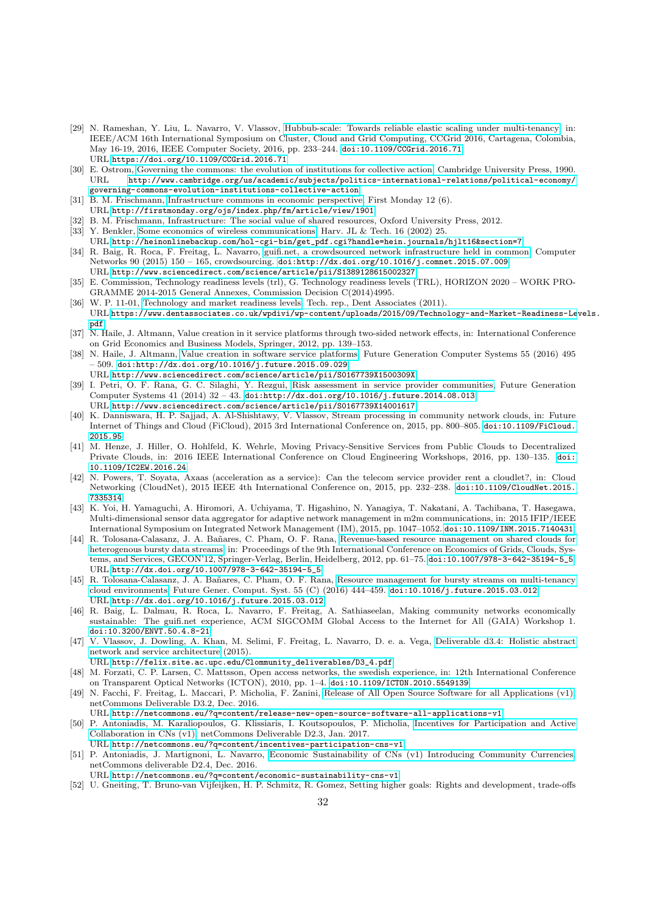[29] N. Rameshan, Y. Liu, L. Navarro, V. Vlassov, Hubbub-scale: Towards reliable elastic scaling under multi-tenancy, in: IEEE/ACM 16th International Symposium on Cluster, Cloud and Grid Computing, CCGrid 2016, Cartagena, Colombia, May 16-19, 2016, IEEE Computer Society, 2016, pp. 233–244. doi:10.1109/CCGrid.2016.71.
URL https://doi.org/10.1109/CCGrid.2016.71

[30] E. Ostrom, Governing the commons: the evolution of institutions for collective action, Cambridge University Press, 1990.
URL http://www.cambridge.org/us/academic/subjects/politics-international-relations/political-economy/governing-commons-evolution-institutions-collective-action

[31] B. M. Frischmann, Infrastructure commons in economic perspective, First Monday 12 (6).
URL http://firstmonday.org/ojs/index.php/fm/article/view/1901

[32] B. M. Frischmann, Infrastructure: The social value of shared resources, Oxford University Press, 2012.

[33] Y. Benkler, Some economics of wireless communications, Harv. JL & Tech. 16 (2002) 25.
URL http://heinonlinebackup.com/hol-cgi-bin/get_pdf.cgi?handle=hein.journals/hjlt16&section=7

[34] R. Baig, R. Roca, F. Freitag, L. Navarro, guifi.net, a crowdsourced network infrastructure held in common, Computer Networks 90 (2015) 150 – 165, crowdsourcing. doi:http://dx.doi.org/10.1016/j.comnet.2015.07.009.
URL http://www.sciencedirect.com/science/article/pii/S1389128615002327

[35] E. Commission, Technology readiness levels (trl), G. Technology readiness levels (TRL), HORIZON 2020 – WORK PROGRAMME 2014-2015 General Annexes, Commission Decision C(2014)4995.

[36] W. P. 11-01, Technology and market readiness levels, Tech. rep., Dent Associates (2011).
URL https://www.dentassociates.co.uk/wpdivi/wp-content/uploads/2015/09/Technology-and-Market-Readiness-Levels.pdf

[37] N. Haile, J. Altmann, Value creation in it service platforms through two-sided network effects, in: International Conference on Grid Economics and Business Models, Springer, 2012, pp. 139–153.

[38] N. Haile, J. Altmann, Value creation in software service platforms, Future Generation Computer Systems 55 (2016) 495 – 509. doi:http://dx.doi.org/10.1016/j.future.2015.09.029.
URL http://www.sciencedirect.com/science/article/pii/S0167739X1500309X

[39] I. Petri, O. F. Rana, G. C. Silaghi, Y. Rezgui, Risk assessment in service provider communities, Future Generation Computer Systems 41 (2014) 32 – 43. doi:http://dx.doi.org/10.1016/j.future.2014.08.013.
URL http://www.sciencedirect.com/science/article/pii/S0167739X14001617

[40] K. Danniswara, H. P. Sajjad, A. Al-Shishtawy, V. Vlassov, Stream processing in community network clouds, in: Future Internet of Things and Cloud (FiCloud), 2015 3rd International Conference on, 2015, pp. 800–805. doi:10.1109/FiCloud.2015.95.

[41] M. Henze, J. Hiller, O. Hohlfeld, K. Wehrle, Moving Privacy-Sensitive Services from Public Clouds to Decentralized Private Clouds, in: 2016 IEEE International Conference on Cloud Engineering Workshops, 2016, pp. 130–135. doi:10.1109/IC2EW.2016.24.

[42] N. Powers, T. Soyata, Axaas (acceleration as a service): Can the telecom service provider rent a cloudlet?, in: Cloud Networking (CloudNet), 2015 IEEE 4th International Conference on, 2015, pp. 232–238. doi:10.1109/CloudNet.2015.7335314.

[43] K. Yoi, H. Yamaguchi, A. Hiromori, A. Uchiyama, T. Higashino, N. Yanagiya, T. Nakatani, A. Tachibana, T. Hasegawa, Multi-dimensional sensor data aggregator for adaptive network management in m2m communications, in: 2015 IFIP/IEEE International Symposium on Integrated Network Management (IM), 2015, pp. 1047–1052. doi:10.1109/INM.2015.7140431.

[44] R. Tolosana-Calasanz, J. A. Bañares, C. Pham, O. F. Rana, Revenue-based resource management on shared clouds for heterogenous bursty data streams, in: Proceedings of the 9th International Conference on Economics of Grids, Clouds, Systems, and Services, GECON'12, Springer-Verlag, Berlin, Heidelberg, 2012, pp. 61–75. doi:10.1007/978-3-642-35194-5_5.
URL http://dx.doi.org/10.1007/978-3-642-35194-5_5

[45] R. Tolosana-Calasanz, J. A. Bañares, C. Pham, O. F. Rana, Resource management for bursty streams on multi-tenancy cloud environments, Future Gener. Comput. Syst. 55 (C) (2016) 444–459. doi:10.1016/j.future.2015.03.012.
URL http://dx.doi.org/10.1016/j.future.2015.03.012

[46] R. Baig, L. Dalmau, R. Roca, L. Navarro, F. Freitag, A. Sathiaseelan, Making community networks economically sustainable: The guifi.net experience, ACM SIGCOMM Global Access to the Internet for All (GAIA) Workshop 1. doi:10.3200/ENVT.50.4.8-21.

[47] V. Vlassov, J. Dowling, A. Khan, M. Selimi, F. Freitag, L. Navarro, D. e. a. Vega, Deliverable d3.4: Holistic abstract network and service architecture (2015).
URL http://felix.site.ac.upc.edu/Clommunity_deliverables/D3_4.pdf

[48] M. Forzati, C. P. Larsen, C. Mattsson, Open access networks, the swedish experience, in: 12th International Conference on Transparent Optical Networks (ICTON), 2010, pp. 1–4. doi:10.1109/ICTON.2010.5549139.

[49] N. Facchi, F. Freitag, L. Maccari, P. Micholia, F. Zanini, Release of All Open Source Software for all Applications (v1), netCommons Deliverable D3.2, Dec. 2016.
URL http://netcommons.eu/?q=content/release-new-open-source-software-all-applications-v1

[50] P. Antoniadis, M. Karaliopoulos, G. Klissiaris, I. Koutsopoulos, P. Micholia, Incentives for Participation and Active Collaboration in CNs (v1), netCommons Deliverable D2.3, Jan. 2017.
URL http://netcommons.eu/?q=content/incentives-participation-cns-v1

[51] P. Antoniadis, J. Martignoni, L. Navarro, Economic Sustainability of CNs (v1) Introducing Community Currencies, netCommons deliverable D2.4, Dec. 2016.
URL http://netcommons.eu/?q=content/economic-sustainability-cns-v1

[52] U. Gneiting, T. Bruno-van Vijfeijken, H. P. Schmitz, R. Gomez, Setting higher goals: Rights and development, trade-offs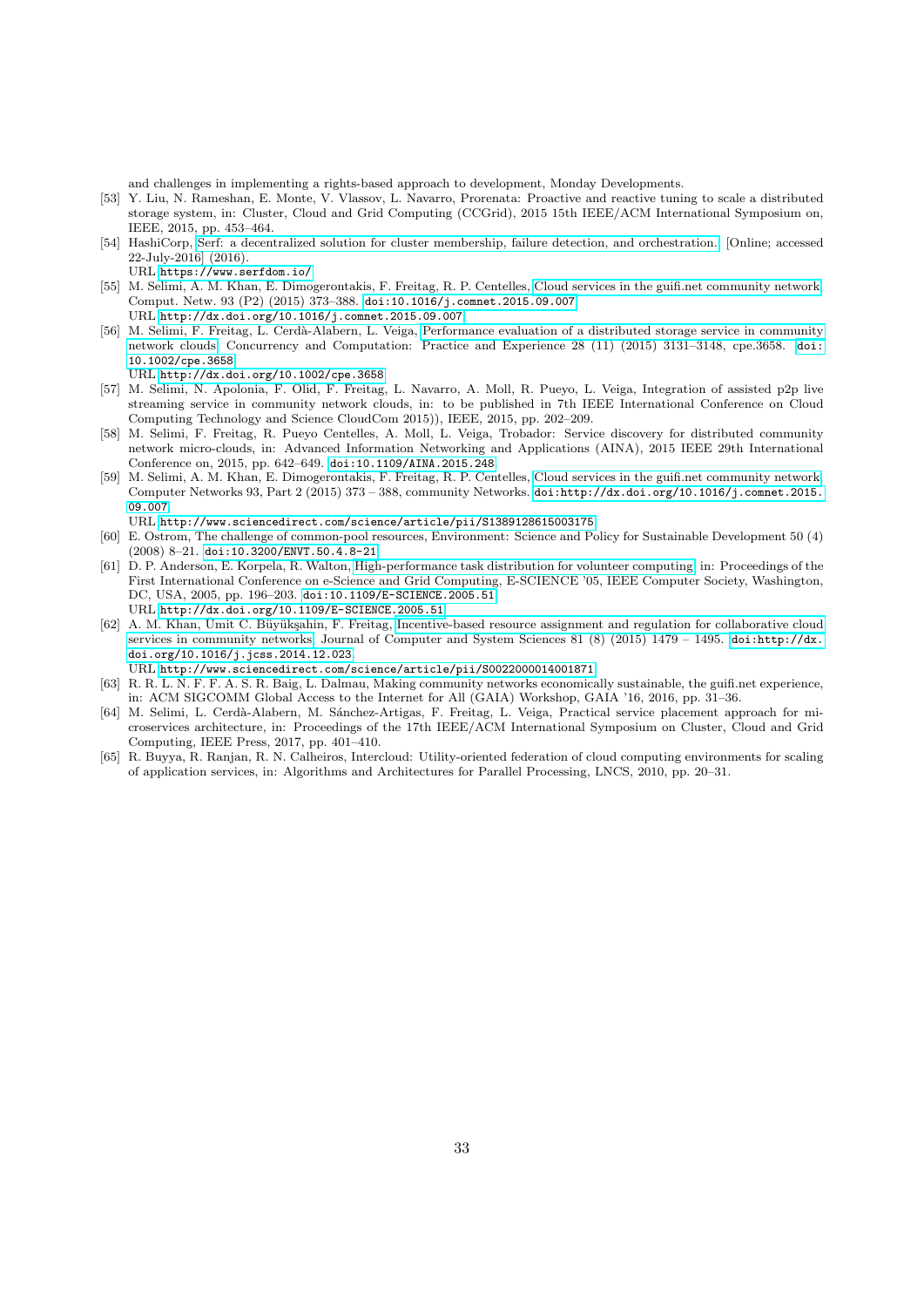and challenges in implementing a rights-based approach to development, Monday Developments.

[53] Y. Liu, N. Rameshan, E. Monte, V. Vlassov, L. Navarro, Prorenata: Proactive and reactive tuning to scale a distributed storage system, in: Cluster, Cloud and Grid Computing (CCGrid), 2015 15th IEEE/ACM International Symposium on, IEEE, 2015, pp. 453–464.

[54] HashiCorp, Serf: a decentralized solution for cluster membership, failure detection, and orchestration., [Online; accessed 22-July-2016] (2016).
URL https://www.serfdom.io/

[55] M. Selimi, A. M. Khan, E. Dimogerontakis, F. Freitag, R. P. Centelles, Cloud services in the guifi.net community network, Comput. Netw. 93 (P2) (2015) 373–388. doi:10.1016/j.comnet.2015.09.007.
URL http://dx.doi.org/10.1016/j.comnet.2015.09.007

[56] M. Selimi, F. Freitag, L. Cerdà-Alabern, L. Veiga, Performance evaluation of a distributed storage service in community network clouds, Concurrency and Computation: Practice and Experience 28 (11) (2015) 3131–3148, cpe.3658. doi:10.1002/cpe.3658.
URL http://dx.doi.org/10.1002/cpe.3658

[57] M. Selimi, N. Apolonia, F. Olid, F. Freitag, L. Navarro, A. Moll, R. Pueyo, L. Veiga, Integration of assisted p2p live streaming service in community network clouds, in: to be published in 7th IEEE International Conference on Cloud Computing Technology and Science CloudCom 2015)), IEEE, 2015, pp. 202–209.

[58] M. Selimi, F. Freitag, R. Pueyo Centelles, A. Moll, L. Veiga, Trobador: Service discovery for distributed community network micro-clouds, in: Advanced Information Networking and Applications (AINA), 2015 IEEE 29th International Conference on, 2015, pp. 642–649. doi:10.1109/AINA.2015.248.

[59] M. Selimi, A. M. Khan, E. Dimogerontakis, F. Freitag, R. P. Centelles, Cloud services in the guifi.net community network, Computer Networks 93, Part 2 (2015) 373 – 388, community Networks. doi:http://dx.doi.org/10.1016/j.comnet.2015.09.007.
URL http://www.sciencedirect.com/science/article/pii/S1389128615003175

[60] E. Ostrom, The challenge of common-pool resources, Environment: Science and Policy for Sustainable Development 50 (4) (2008) 8–21. doi:10.3200/ENVT.50.4.8-21.

[61] D. P. Anderson, E. Korpela, R. Walton, High-performance task distribution for volunteer computing, in: Proceedings of the First International Conference on e-Science and Grid Computing, E-SCIENCE '05, IEEE Computer Society, Washington, DC, USA, 2005, pp. 196–203. doi:10.1109/E-SCIENCE.2005.51.
URL http://dx.doi.org/10.1109/E-SCIENCE.2005.51

[62] A. M. Khan, Umit C. Büyükşahin, F. Freitag, Incentive-based resource assignment and regulation for collaborative cloud services in community networks, Journal of Computer and System Sciences 81 (8) (2015) 1479 – 1495. doi:http://dx.doi.org/10.1016/j.jcss.2014.12.023.
URL http://www.sciencedirect.com/science/article/pii/S0022000014001871

[63] R. R. L. N. F. F. A. S. R. Baig, L. Dalmau, Making community networks economically sustainable, the guifi.net experience, in: ACM SIGCOMM Global Access to the Internet for All (GAIA) Workshop, GAIA '16, 2016, pp. 31–36.

[64] M. Selimi, L. Cerdà-Alabern, M. Sánchez-Artigas, F. Freitag, L. Veiga, Practical service placement approach for microservices architecture, in: Proceedings of the 17th IEEE/ACM International Symposium on Cluster, Cloud and Grid Computing, IEEE Press, 2017, pp. 401–410.

[65] R. Buyya, R. Ranjan, R. N. Calheiros, Intercloud: Utility-oriented federation of cloud computing environments for scaling of application services, in: Algorithms and Architectures for Parallel Processing, LNCS, 2010, pp. 20–31.